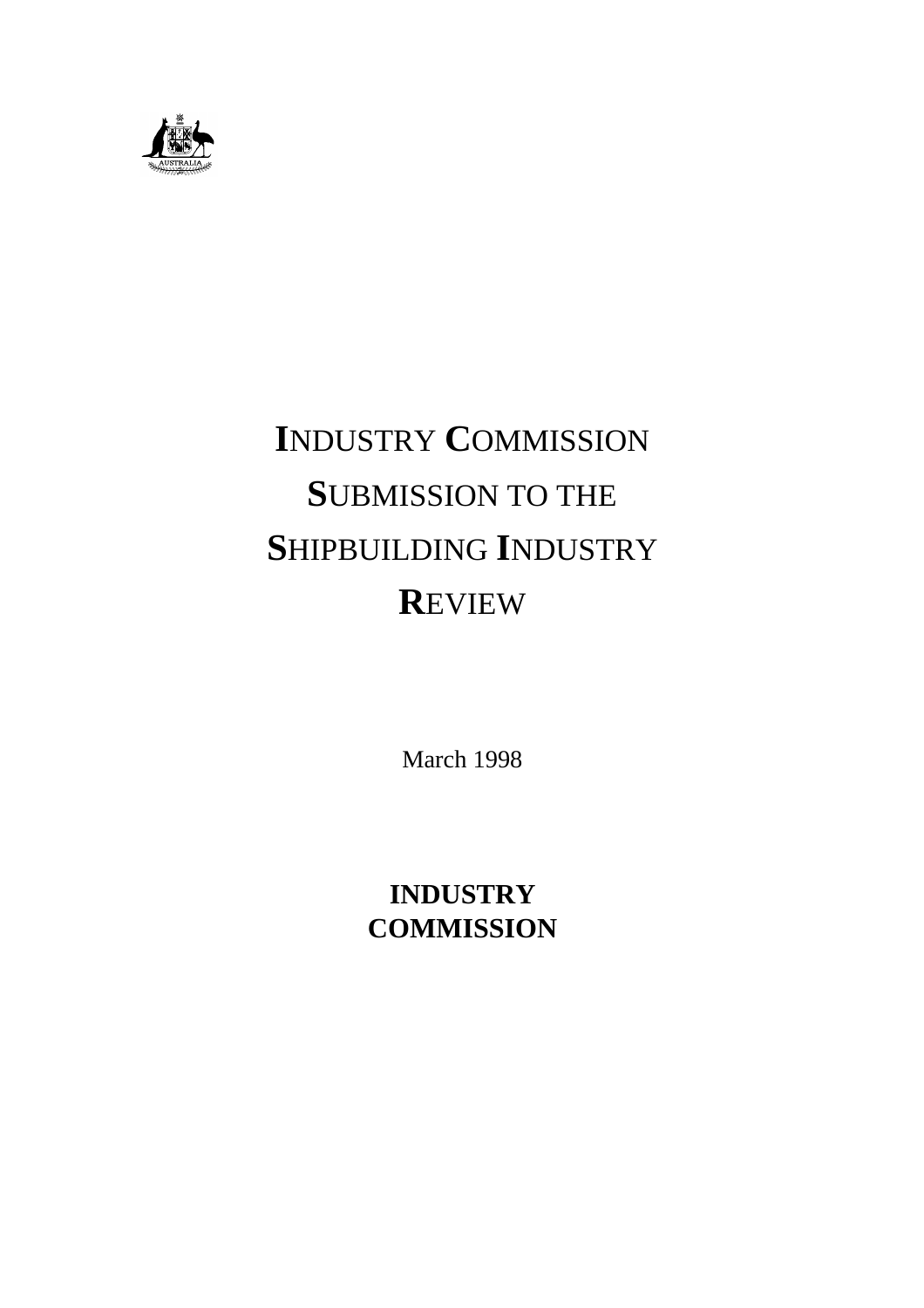# INDUSTRY COMMISSION SUBMISSION TO THE SHIPBUILDING INDUSTRY REVIEW

March 1998

**INDUSTRY COMMISSION**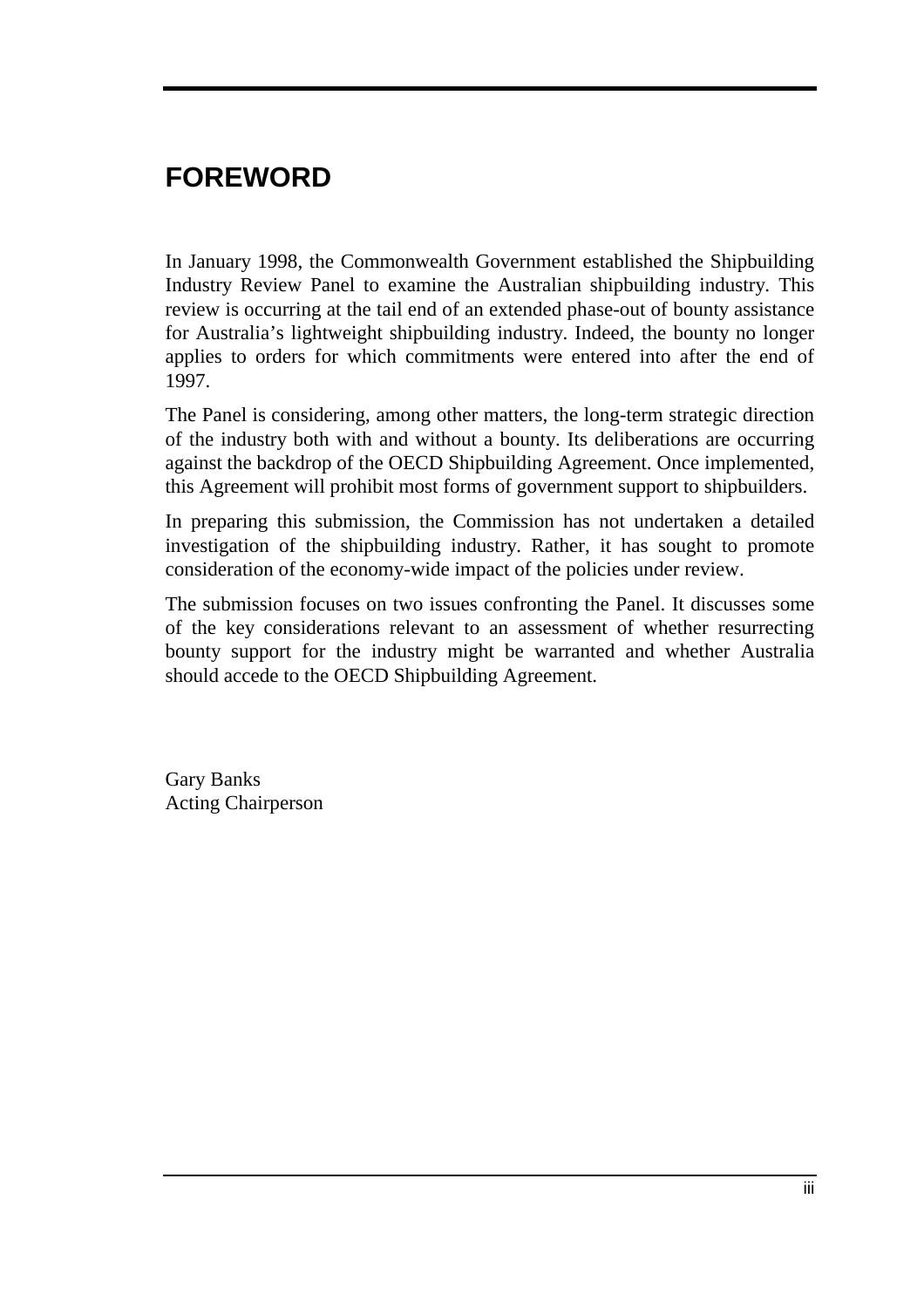# FOREWORD

In January 1998, the Commonwealth Government established the Shipbuilding Industry Review Panel to examine the Australian shipbuilding industry. This review is occurring at the tail end of an extended phase-out of bounty assistance for Australia's lightweight shipbuilding industry. Indeed, the bounty no longer applies to orders for which commitments were entered into after the end of 1997.

The Panel is considering, among other matters, the long-term strategic direction of the industry both with and without a bounty. Its deliberations are occurring against the backdrop of the OECD Shipbuilding Agreement. Once implemented, this Agreement will prohibit most forms of government support to shipbuilders.

In preparing this submission, the Commission has not undertaken a detailed investigation of the shipbuilding industry. Rather, it has sought to promote consideration of the economy-wide impact of the policies under review.

The submission focuses on two issues confronting the Panel. It discusses some of the key considerations relevant to an assessment of whether resurrecting bounty support for the industry might be warranted and whether Australia should accede to the OECD Shipbuilding Agreement.

Gary Banks
Acting Chairperson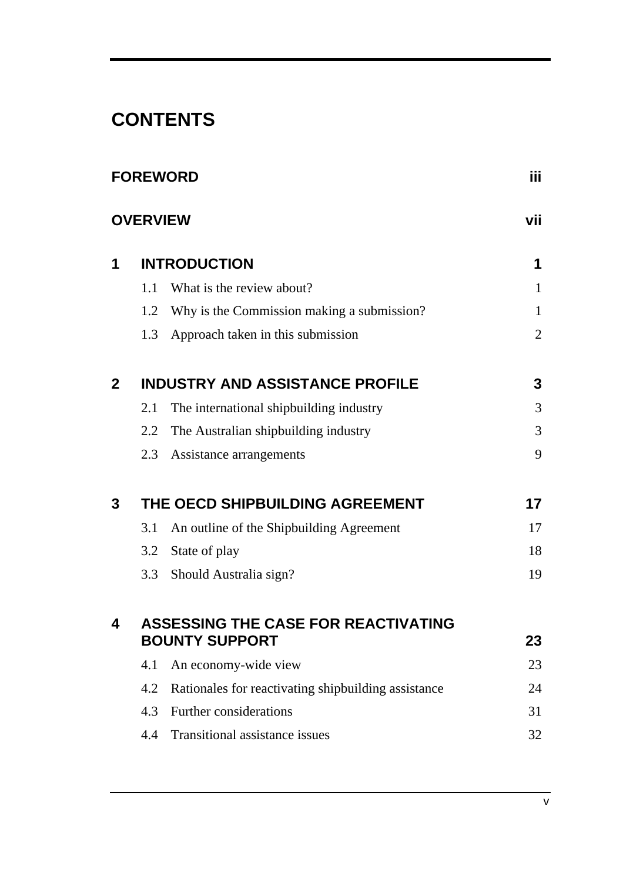# CONTENTS

| | | |
|---|---|---|
| **FOREWORD** | | **iii** |
| **OVERVIEW** | | **vii** |
| **1** | **INTRODUCTION** | **1** |
| | 1.1 What is the review about? | 1 |
| | 1.2 Why is the Commission making a submission? | 1 |
| | 1.3 Approach taken in this submission | 2 |
| **2** | **INDUSTRY AND ASSISTANCE PROFILE** | **3** |
| | 2.1 The international shipbuilding industry | 3 |
| | 2.2 The Australian shipbuilding industry | 3 |
| | 2.3 Assistance arrangements | 9 |
| **3** | **THE OECD SHIPBUILDING AGREEMENT** | **17** |
| | 3.1 An outline of the Shipbuilding Agreement | 17 |
| | 3.2 State of play | 18 |
| | 3.3 Should Australia sign? | 19 |
| **4** | **ASSESSING THE CASE FOR REACTIVATING BOUNTY SUPPORT** | **23** |
| | 4.1 An economy-wide view | 23 |
| | 4.2 Rationales for reactivating shipbuilding assistance | 24 |
| | 4.3 Further considerations | 31 |
| | 4.4 Transitional assistance issues | 32 |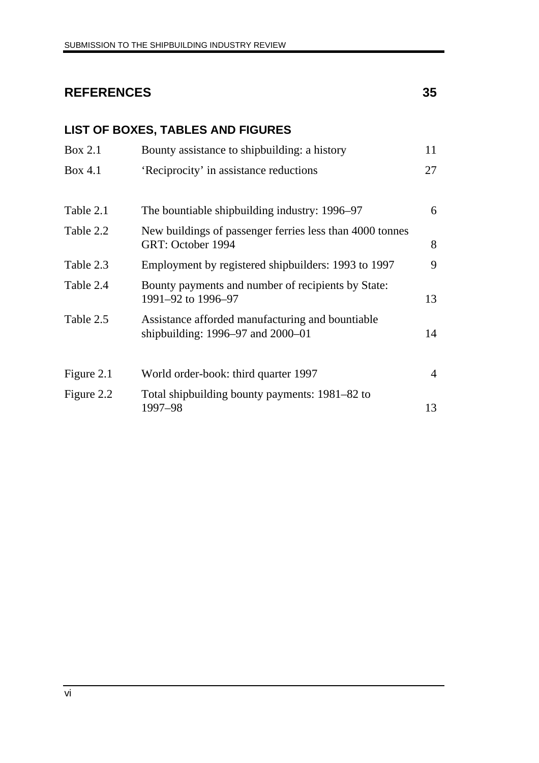## REFERENCES 35

## LIST OF BOXES, TABLES AND FIGURES

| | | |
|---|---|---|
| Box 2.1 | Bounty assistance to shipbuilding: a history | 11 |
| Box 4.1 | 'Reciprocity' in assistance reductions | 27 |
| Table 2.1 | The bountiable shipbuilding industry: 1996–97 | 6 |
| Table 2.2 | New buildings of passenger ferries less than 4000 tonnes GRT: October 1994 | 8 |
| Table 2.3 | Employment by registered shipbuilders: 1993 to 1997 | 9 |
| Table 2.4 | Bounty payments and number of recipients by State: 1991–92 to 1996–97 | 13 |
| Table 2.5 | Assistance afforded manufacturing and bountiable shipbuilding: 1996–97 and 2000–01 | 14 |
| Figure 2.1 | World order-book: third quarter 1997 | 4 |
| Figure 2.2 | Total shipbuilding bounty payments: 1981–82 to 1997–98 | 13 |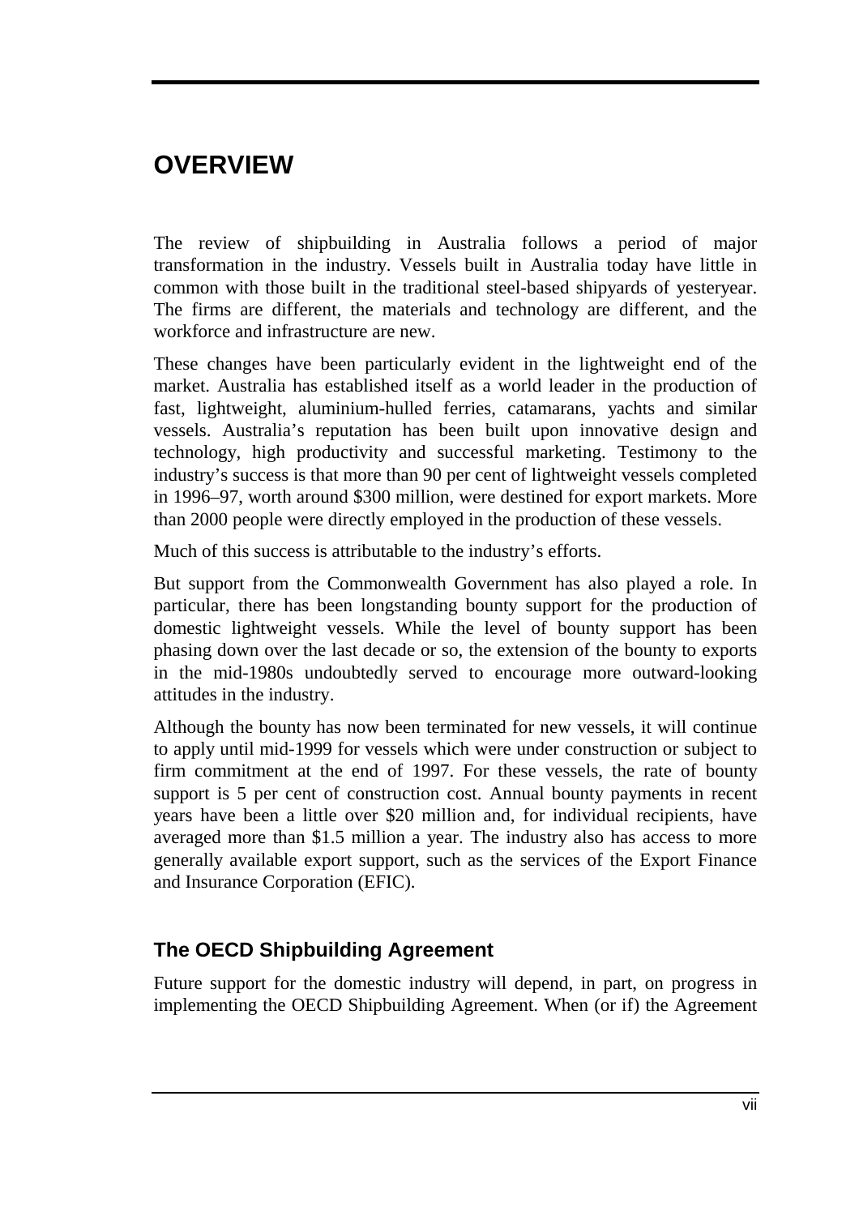# OVERVIEW

The review of shipbuilding in Australia follows a period of major transformation in the industry. Vessels built in Australia today have little in common with those built in the traditional steel-based shipyards of yesteryear. The firms are different, the materials and technology are different, and the workforce and infrastructure are new.

These changes have been particularly evident in the lightweight end of the market. Australia has established itself as a world leader in the production of fast, lightweight, aluminium-hulled ferries, catamarans, yachts and similar vessels. Australia's reputation has been built upon innovative design and technology, high productivity and successful marketing. Testimony to the industry's success is that more than 90 per cent of lightweight vessels completed in 1996–97, worth around \$300 million, were destined for export markets. More than 2000 people were directly employed in the production of these vessels.

Much of this success is attributable to the industry's efforts.

But support from the Commonwealth Government has also played a role. In particular, there has been longstanding bounty support for the production of domestic lightweight vessels. While the level of bounty support has been phasing down over the last decade or so, the extension of the bounty to exports in the mid-1980s undoubtedly served to encourage more outward-looking attitudes in the industry.

Although the bounty has now been terminated for new vessels, it will continue to apply until mid-1999 for vessels which were under construction or subject to firm commitment at the end of 1997. For these vessels, the rate of bounty support is 5 per cent of construction cost. Annual bounty payments in recent years have been a little over \$20 million and, for individual recipients, have averaged more than \$1.5 million a year. The industry also has access to more generally available export support, such as the services of the Export Finance and Insurance Corporation (EFIC).

## The OECD Shipbuilding Agreement

Future support for the domestic industry will depend, in part, on progress in implementing the OECD Shipbuilding Agreement. When (or if) the Agreement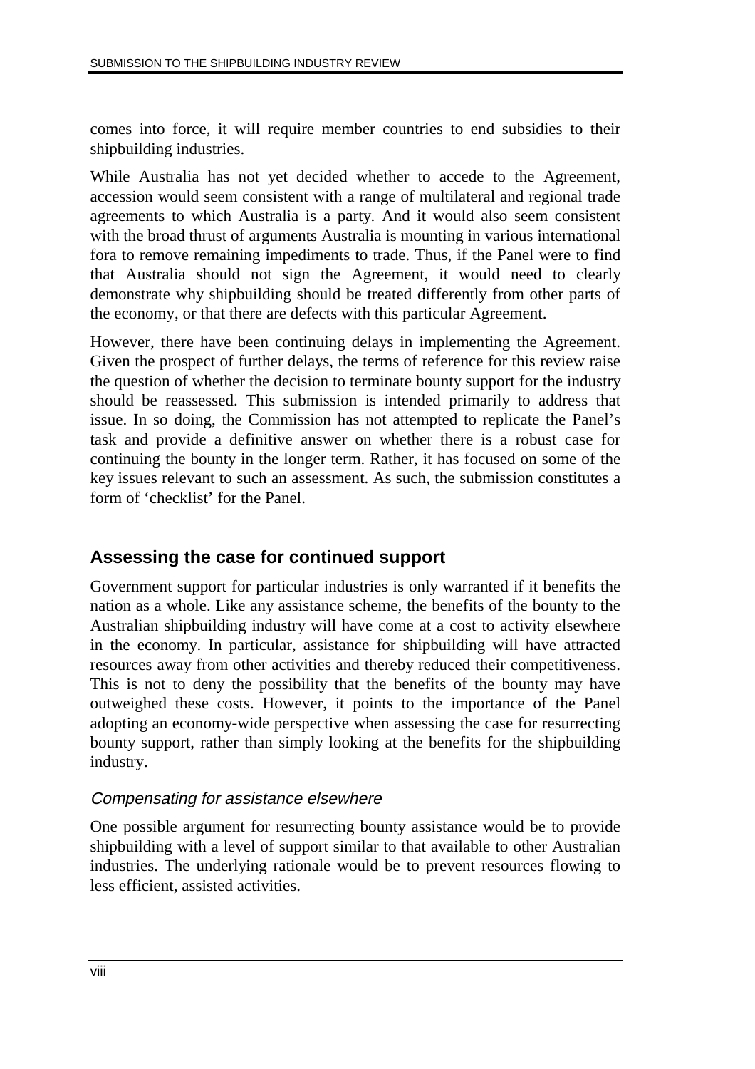comes into force, it will require member countries to end subsidies to their shipbuilding industries.

While Australia has not yet decided whether to accede to the Agreement, accession would seem consistent with a range of multilateral and regional trade agreements to which Australia is a party. And it would also seem consistent with the broad thrust of arguments Australia is mounting in various international fora to remove remaining impediments to trade. Thus, if the Panel were to find that Australia should not sign the Agreement, it would need to clearly demonstrate why shipbuilding should be treated differently from other parts of the economy, or that there are defects with this particular Agreement.

However, there have been continuing delays in implementing the Agreement. Given the prospect of further delays, the terms of reference for this review raise the question of whether the decision to terminate bounty support for the industry should be reassessed. This submission is intended primarily to address that issue. In so doing, the Commission has not attempted to replicate the Panel's task and provide a definitive answer on whether there is a robust case for continuing the bounty in the longer term. Rather, it has focused on some of the key issues relevant to such an assessment. As such, the submission constitutes a form of 'checklist' for the Panel.

## Assessing the case for continued support

Government support for particular industries is only warranted if it benefits the nation as a whole. Like any assistance scheme, the benefits of the bounty to the Australian shipbuilding industry will have come at a cost to activity elsewhere in the economy. In particular, assistance for shipbuilding will have attracted resources away from other activities and thereby reduced their competitiveness. This is not to deny the possibility that the benefits of the bounty may have outweighed these costs. However, it points to the importance of the Panel adopting an economy-wide perspective when assessing the case for resurrecting bounty support, rather than simply looking at the benefits for the shipbuilding industry.

### *Compensating for assistance elsewhere*

One possible argument for resurrecting bounty assistance would be to provide shipbuilding with a level of support similar to that available to other Australian industries. The underlying rationale would be to prevent resources flowing to less efficient, assisted activities.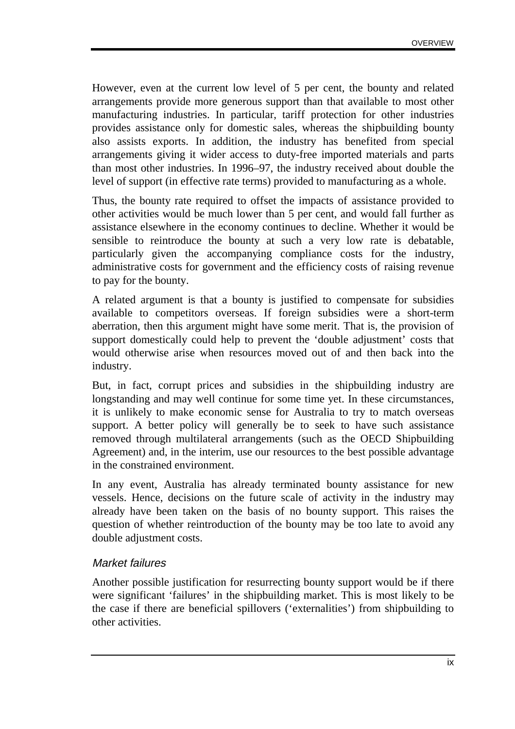However, even at the current low level of 5 per cent, the bounty and related arrangements provide more generous support than that available to most other manufacturing industries. In particular, tariff protection for other industries provides assistance only for domestic sales, whereas the shipbuilding bounty also assists exports. In addition, the industry has benefited from special arrangements giving it wider access to duty-free imported materials and parts than most other industries. In 1996–97, the industry received about double the level of support (in effective rate terms) provided to manufacturing as a whole.

Thus, the bounty rate required to offset the impacts of assistance provided to other activities would be much lower than 5 per cent, and would fall further as assistance elsewhere in the economy continues to decline. Whether it would be sensible to reintroduce the bounty at such a very low rate is debatable, particularly given the accompanying compliance costs for the industry, administrative costs for government and the efficiency costs of raising revenue to pay for the bounty.

A related argument is that a bounty is justified to compensate for subsidies available to competitors overseas. If foreign subsidies were a short-term aberration, then this argument might have some merit. That is, the provision of support domestically could help to prevent the 'double adjustment' costs that would otherwise arise when resources moved out of and then back into the industry.

But, in fact, corrupt prices and subsidies in the shipbuilding industry are longstanding and may well continue for some time yet. In these circumstances, it is unlikely to make economic sense for Australia to try to match overseas support. A better policy will generally be to seek to have such assistance removed through multilateral arrangements (such as the OECD Shipbuilding Agreement) and, in the interim, use our resources to the best possible advantage in the constrained environment.

In any event, Australia has already terminated bounty assistance for new vessels. Hence, decisions on the future scale of activity in the industry may already have been taken on the basis of no bounty support. This raises the question of whether reintroduction of the bounty may be too late to avoid any double adjustment costs.

### *Market failures*

Another possible justification for resurrecting bounty support would be if there were significant 'failures' in the shipbuilding market. This is most likely to be the case if there are beneficial spillovers ('externalities') from shipbuilding to other activities.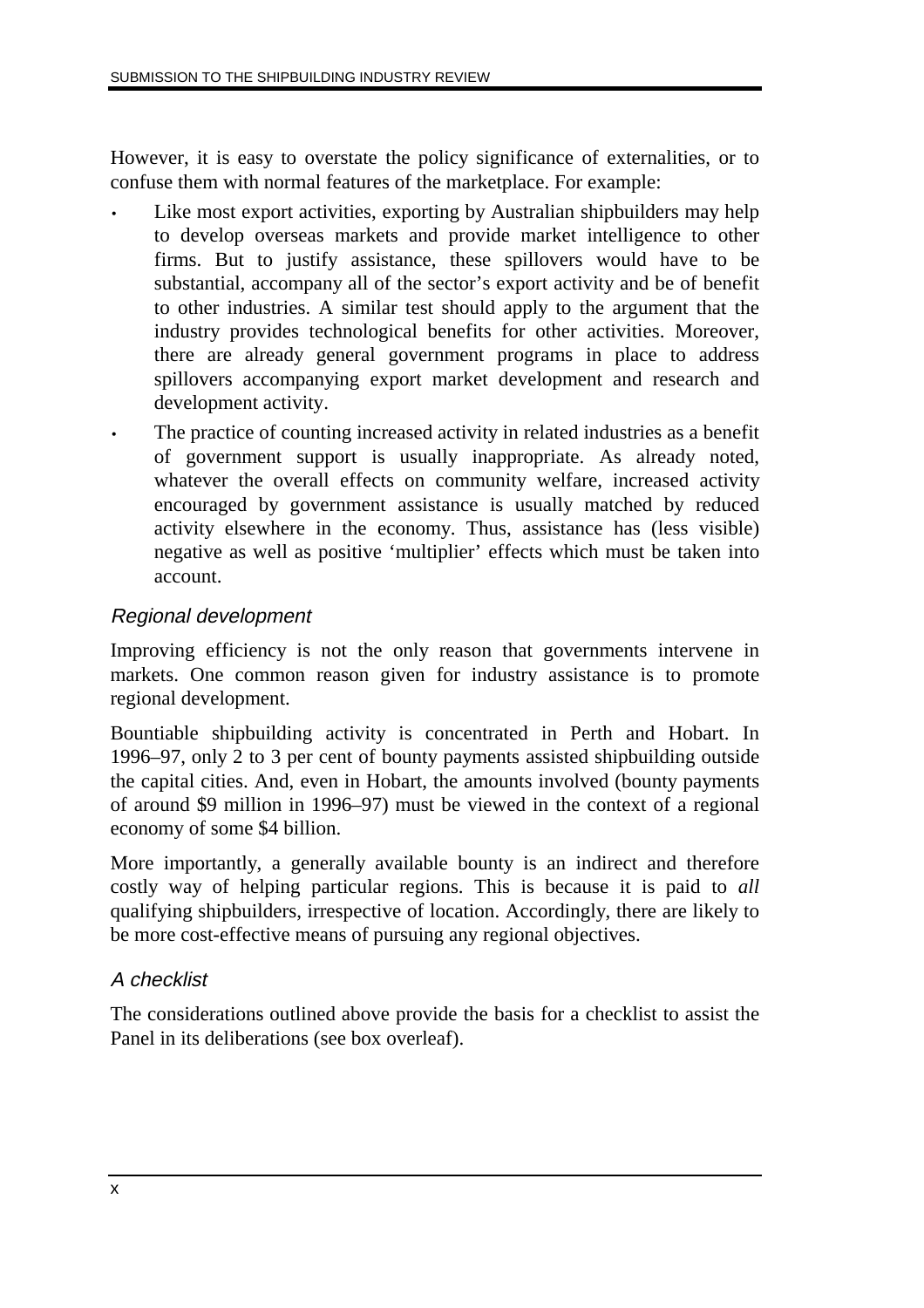However, it is easy to overstate the policy significance of externalities, or to confuse them with normal features of the marketplace. For example:

- Like most export activities, exporting by Australian shipbuilders may help to develop overseas markets and provide market intelligence to other firms. But to justify assistance, these spillovers would have to be substantial, accompany all of the sector's export activity and be of benefit to other industries. A similar test should apply to the argument that the industry provides technological benefits for other activities. Moreover, there are already general government programs in place to address spillovers accompanying export market development and research and development activity.
- The practice of counting increased activity in related industries as a benefit of government support is usually inappropriate. As already noted, whatever the overall effects on community welfare, increased activity encouraged by government assistance is usually matched by reduced activity elsewhere in the economy. Thus, assistance has (less visible) negative as well as positive 'multiplier' effects which must be taken into account.

### *Regional development*

Improving efficiency is not the only reason that governments intervene in markets. One common reason given for industry assistance is to promote regional development.

Bountiable shipbuilding activity is concentrated in Perth and Hobart. In 1996–97, only 2 to 3 per cent of bounty payments assisted shipbuilding outside the capital cities. And, even in Hobart, the amounts involved (bounty payments of around $9 million in 1996–97) must be viewed in the context of a regional economy of some $4 billion.

More importantly, a generally available bounty is an indirect and therefore costly way of helping particular regions. This is because it is paid to *all* qualifying shipbuilders, irrespective of location. Accordingly, there are likely to be more cost-effective means of pursuing any regional objectives.

### *A checklist*

The considerations outlined above provide the basis for a checklist to assist the Panel in its deliberations (see box overleaf).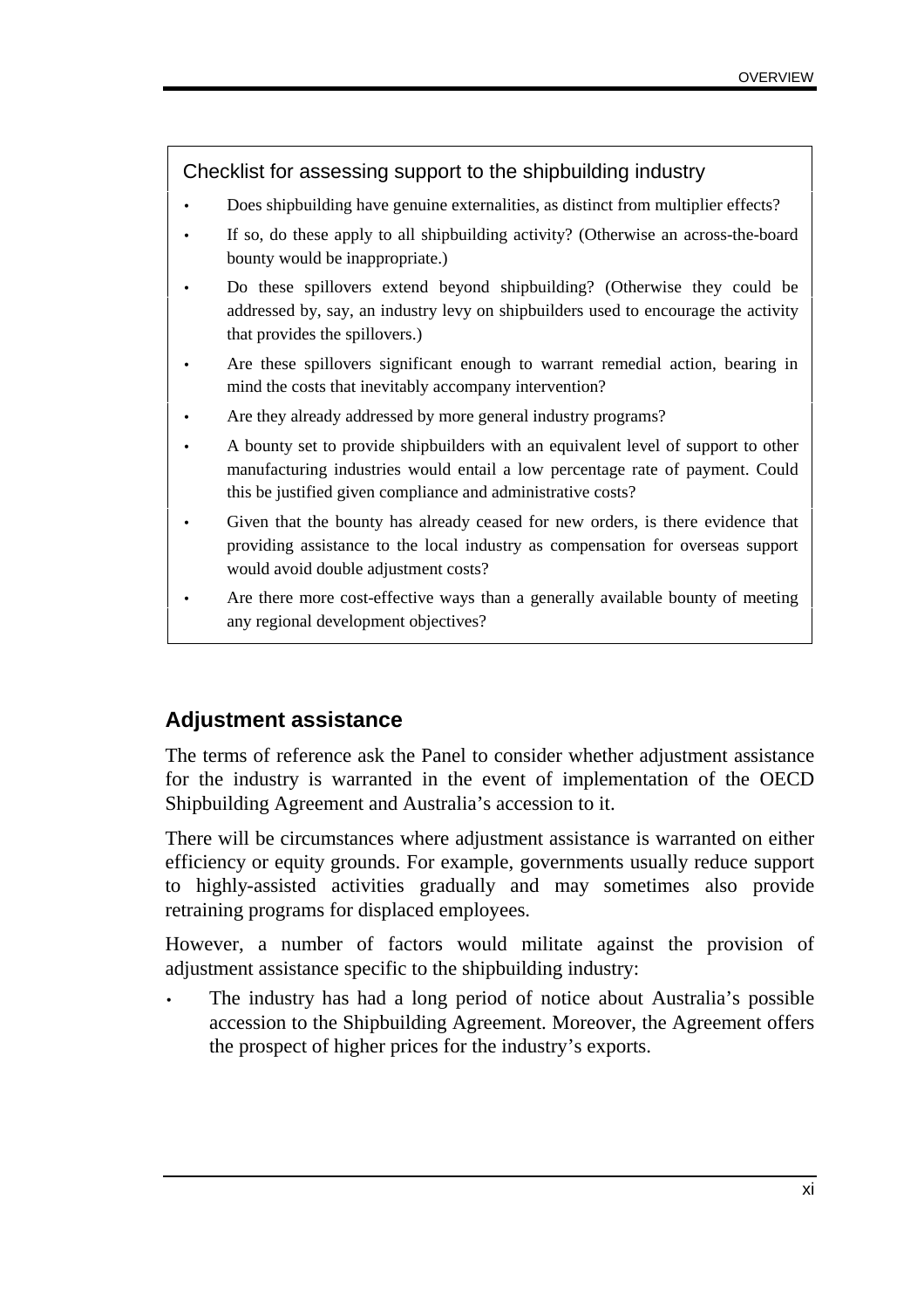**Checklist for assessing support to the shipbuilding industry**

- Does shipbuilding have genuine externalities, as distinct from multiplier effects?
- If so, do these apply to all shipbuilding activity? (Otherwise an across-the-board bounty would be inappropriate.)
- Do these spillovers extend beyond shipbuilding? (Otherwise they could be addressed by, say, an industry levy on shipbuilders used to encourage the activity that provides the spillovers.)
- Are these spillovers significant enough to warrant remedial action, bearing in mind the costs that inevitably accompany intervention?
- Are they already addressed by more general industry programs?
- A bounty set to provide shipbuilders with an equivalent level of support to other manufacturing industries would entail a low percentage rate of payment. Could this be justified given compliance and administrative costs?
- Given that the bounty has already ceased for new orders, is there evidence that providing assistance to the local industry as compensation for overseas support would avoid double adjustment costs?
- Are there more cost-effective ways than a generally available bounty of meeting any regional development objectives?

## Adjustment assistance

The terms of reference ask the Panel to consider whether adjustment assistance for the industry is warranted in the event of implementation of the OECD Shipbuilding Agreement and Australia's accession to it.

There will be circumstances where adjustment assistance is warranted on either efficiency or equity grounds. For example, governments usually reduce support to highly-assisted activities gradually and may sometimes also provide retraining programs for displaced employees.

However, a number of factors would militate against the provision of adjustment assistance specific to the shipbuilding industry:

- The industry has had a long period of notice about Australia's possible accession to the Shipbuilding Agreement. Moreover, the Agreement offers the prospect of higher prices for the industry's exports.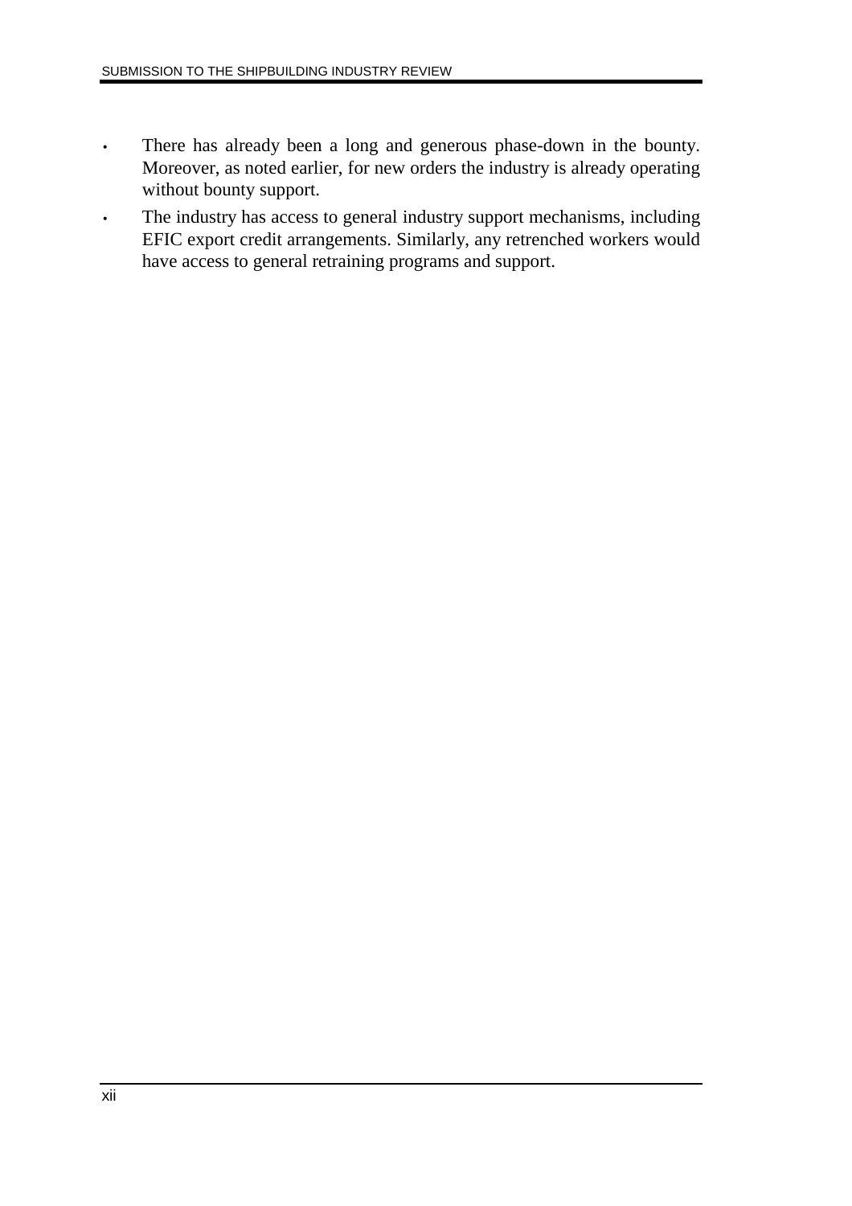- There has already been a long and generous phase-down in the bounty. Moreover, as noted earlier, for new orders the industry is already operating without bounty support.
- The industry has access to general industry support mechanisms, including EFIC export credit arrangements. Similarly, any retrenched workers would have access to general retraining programs and support.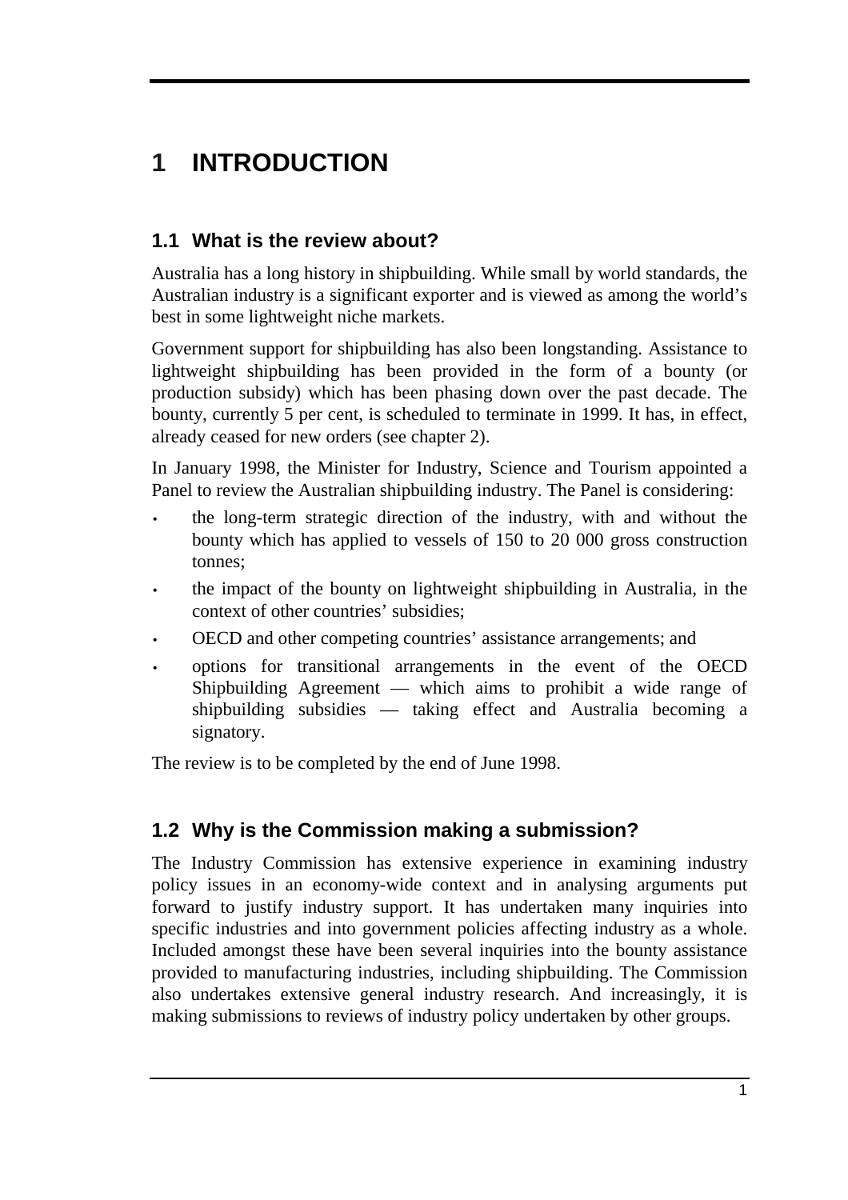# 1 INTRODUCTION

## 1.1 What is the review about?

Australia has a long history in shipbuilding. While small by world standards, the Australian industry is a significant exporter and is viewed as among the world's best in some lightweight niche markets.

Government support for shipbuilding has also been longstanding. Assistance to lightweight shipbuilding has been provided in the form of a bounty (or production subsidy) which has been phasing down over the past decade. The bounty, currently 5 per cent, is scheduled to terminate in 1999. It has, in effect, already ceased for new orders (see chapter 2).

In January 1998, the Minister for Industry, Science and Tourism appointed a Panel to review the Australian shipbuilding industry. The Panel is considering:

- the long-term strategic direction of the industry, with and without the bounty which has applied to vessels of 150 to 20 000 gross construction tonnes;
- the impact of the bounty on lightweight shipbuilding in Australia, in the context of other countries' subsidies;
- OECD and other competing countries' assistance arrangements; and
- options for transitional arrangements in the event of the OECD Shipbuilding Agreement — which aims to prohibit a wide range of shipbuilding subsidies — taking effect and Australia becoming a signatory.

The review is to be completed by the end of June 1998.

## 1.2 Why is the Commission making a submission?

The Industry Commission has extensive experience in examining industry policy issues in an economy-wide context and in analysing arguments put forward to justify industry support. It has undertaken many inquiries into specific industries and into government policies affecting industry as a whole. Included amongst these have been several inquiries into the bounty assistance provided to manufacturing industries, including shipbuilding. The Commission also undertakes extensive general industry research. And increasingly, it is making submissions to reviews of industry policy undertaken by other groups.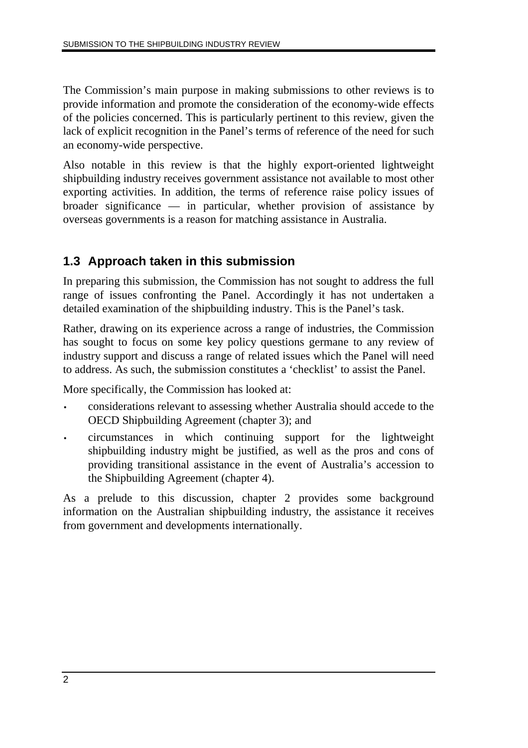The Commission's main purpose in making submissions to other reviews is to provide information and promote the consideration of the economy-wide effects of the policies concerned. This is particularly pertinent to this review, given the lack of explicit recognition in the Panel's terms of reference of the need for such an economy-wide perspective.

Also notable in this review is that the highly export-oriented lightweight shipbuilding industry receives government assistance not available to most other exporting activities. In addition, the terms of reference raise policy issues of broader significance — in particular, whether provision of assistance by overseas governments is a reason for matching assistance in Australia.

## 1.3 Approach taken in this submission

In preparing this submission, the Commission has not sought to address the full range of issues confronting the Panel. Accordingly it has not undertaken a detailed examination of the shipbuilding industry. This is the Panel's task.

Rather, drawing on its experience across a range of industries, the Commission has sought to focus on some key policy questions germane to any review of industry support and discuss a range of related issues which the Panel will need to address. As such, the submission constitutes a 'checklist' to assist the Panel.

More specifically, the Commission has looked at:

- considerations relevant to assessing whether Australia should accede to the OECD Shipbuilding Agreement (chapter 3); and
- circumstances in which continuing support for the lightweight shipbuilding industry might be justified, as well as the pros and cons of providing transitional assistance in the event of Australia's accession to the Shipbuilding Agreement (chapter 4).

As a prelude to this discussion, chapter 2 provides some background information on the Australian shipbuilding industry, the assistance it receives from government and developments internationally.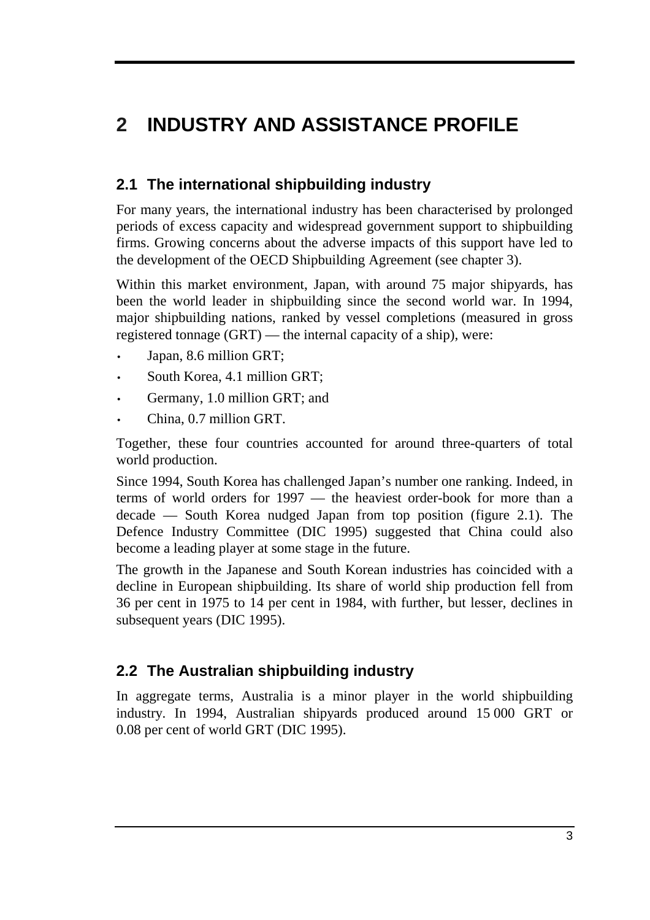# 2 INDUSTRY AND ASSISTANCE PROFILE

## 2.1 The international shipbuilding industry

For many years, the international industry has been characterised by prolonged periods of excess capacity and widespread government support to shipbuilding firms. Growing concerns about the adverse impacts of this support have led to the development of the OECD Shipbuilding Agreement (see chapter 3).

Within this market environment, Japan, with around 75 major shipyards, has been the world leader in shipbuilding since the second world war. In 1994, major shipbuilding nations, ranked by vessel completions (measured in gross registered tonnage (GRT) — the internal capacity of a ship), were:

- Japan, 8.6 million GRT;
- South Korea, 4.1 million GRT;
- Germany, 1.0 million GRT; and
- China, 0.7 million GRT.

Together, these four countries accounted for around three-quarters of total world production.

Since 1994, South Korea has challenged Japan's number one ranking. Indeed, in terms of world orders for 1997 — the heaviest order-book for more than a decade — South Korea nudged Japan from top position (figure 2.1). The Defence Industry Committee (DIC 1995) suggested that China could also become a leading player at some stage in the future.

The growth in the Japanese and South Korean industries has coincided with a decline in European shipbuilding. Its share of world ship production fell from 36 per cent in 1975 to 14 per cent in 1984, with further, but lesser, declines in subsequent years (DIC 1995).

## 2.2 The Australian shipbuilding industry

In aggregate terms, Australia is a minor player in the world shipbuilding industry. In 1994, Australian shipyards produced around 15 000 GRT or 0.08 per cent of world GRT (DIC 1995).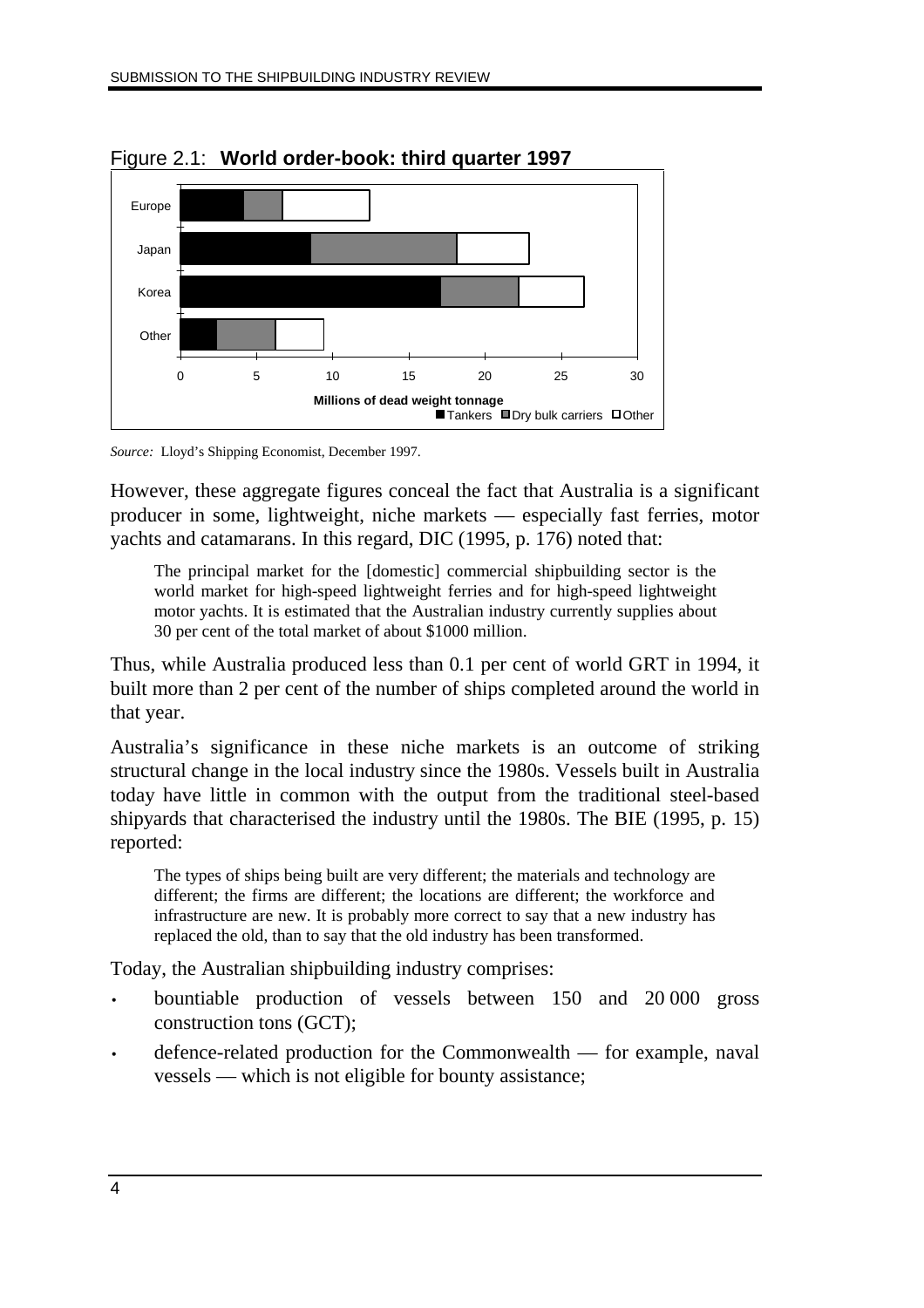Figure 2.1: **World order-book: third quarter 1997**

*Source:* Lloyd's Shipping Economist, December 1997.

However, these aggregate figures conceal the fact that Australia is a significant producer in some, lightweight, niche markets — especially fast ferries, motor yachts and catamarans. In this regard, DIC (1995, p. 176) noted that:

> The principal market for the [domestic] commercial shipbuilding sector is the world market for high-speed lightweight ferries and for high-speed lightweight motor yachts. It is estimated that the Australian industry currently supplies about 30 per cent of the total market of about $1000 million.

Thus, while Australia produced less than 0.1 per cent of world GRT in 1994, it built more than 2 per cent of the number of ships completed around the world in that year.

Australia's significance in these niche markets is an outcome of striking structural change in the local industry since the 1980s. Vessels built in Australia today have little in common with the output from the traditional steel-based shipyards that characterised the industry until the 1980s. The BIE (1995, p. 15) reported:

> The types of ships being built are very different; the materials and technology are different; the firms are different; the locations are different; the workforce and infrastructure are new. It is probably more correct to say that a new industry has replaced the old, than to say that the old industry has been transformed.

Today, the Australian shipbuilding industry comprises:

- bountiable production of vessels between 150 and 20 000 gross construction tons (GCT);
- defence-related production for the Commonwealth — for example, naval vessels — which is not eligible for bounty assistance;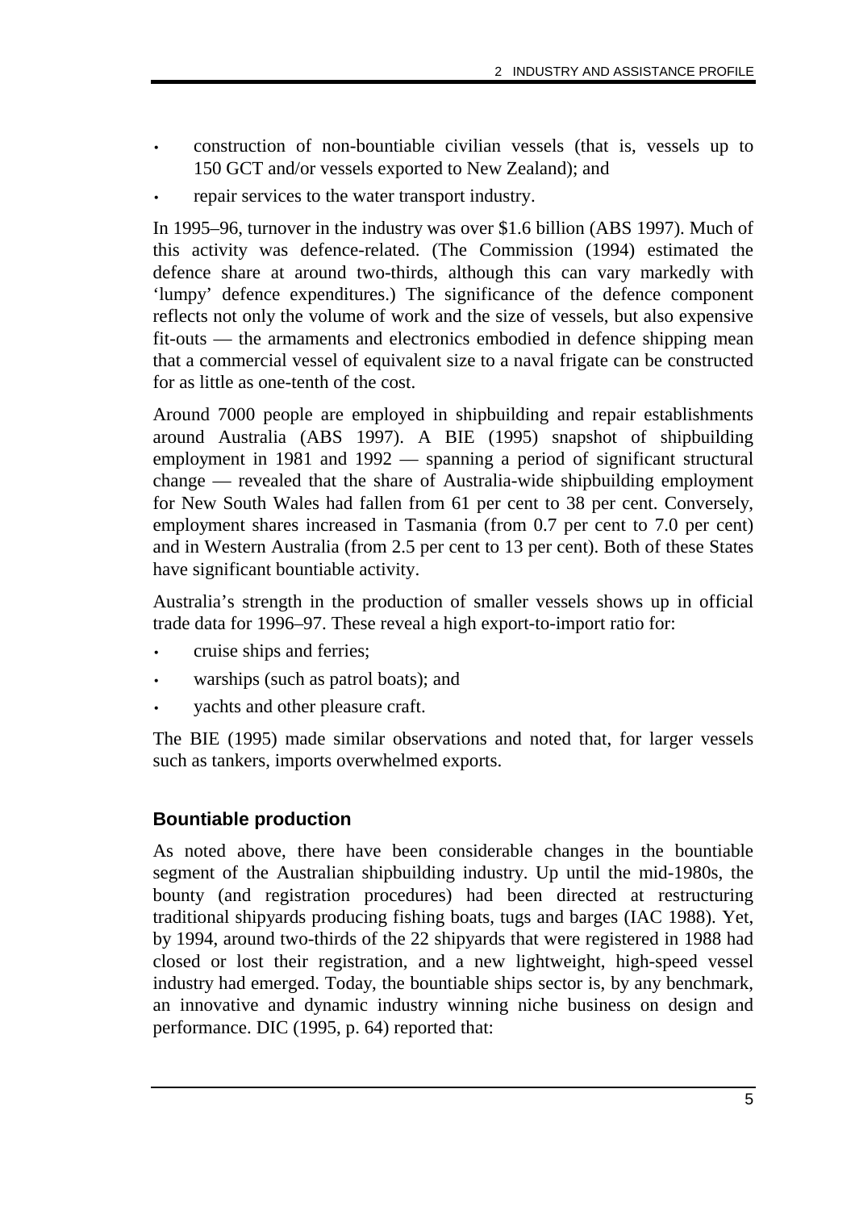- construction of non-bountiable civilian vessels (that is, vessels up to 150 GCT and/or vessels exported to New Zealand); and
- repair services to the water transport industry.

In 1995–96, turnover in the industry was over $1.6 billion (ABS 1997). Much of this activity was defence-related. (The Commission (1994) estimated the defence share at around two-thirds, although this can vary markedly with 'lumpy' defence expenditures.) The significance of the defence component reflects not only the volume of work and the size of vessels, but also expensive fit-outs — the armaments and electronics embodied in defence shipping mean that a commercial vessel of equivalent size to a naval frigate can be constructed for as little as one-tenth of the cost.

Around 7000 people are employed in shipbuilding and repair establishments around Australia (ABS 1997). A BIE (1995) snapshot of shipbuilding employment in 1981 and 1992 — spanning a period of significant structural change — revealed that the share of Australia-wide shipbuilding employment for New South Wales had fallen from 61 per cent to 38 per cent. Conversely, employment shares increased in Tasmania (from 0.7 per cent to 7.0 per cent) and in Western Australia (from 2.5 per cent to 13 per cent). Both of these States have significant bountiable activity.

Australia's strength in the production of smaller vessels shows up in official trade data for 1996–97. These reveal a high export-to-import ratio for:

- cruise ships and ferries;
- warships (such as patrol boats); and
- yachts and other pleasure craft.

The BIE (1995) made similar observations and noted that, for larger vessels such as tankers, imports overwhelmed exports.

### Bountiable production

As noted above, there have been considerable changes in the bountiable segment of the Australian shipbuilding industry. Up until the mid-1980s, the bounty (and registration procedures) had been directed at restructuring traditional shipyards producing fishing boats, tugs and barges (IAC 1988). Yet, by 1994, around two-thirds of the 22 shipyards that were registered in 1988 had closed or lost their registration, and a new lightweight, high-speed vessel industry had emerged. Today, the bountiable ships sector is, by any benchmark, an innovative and dynamic industry winning niche business on design and performance. DIC (1995, p. 64) reported that: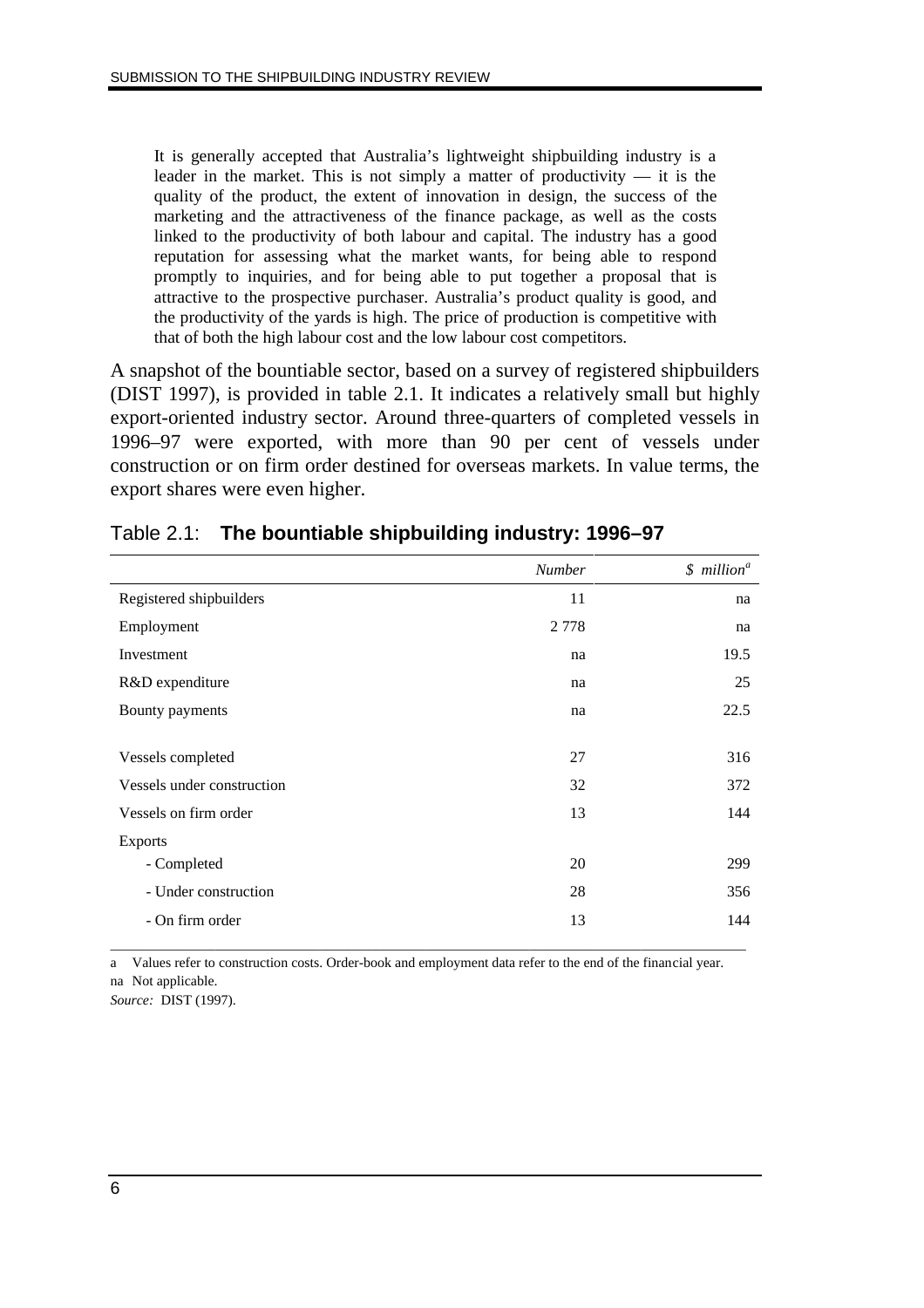> It is generally accepted that Australia's lightweight shipbuilding industry is a leader in the market. This is not simply a matter of productivity — it is the quality of the product, the extent of innovation in design, the success of the marketing and the attractiveness of the finance package, as well as the costs linked to the productivity of both labour and capital. The industry has a good reputation for assessing what the market wants, for being able to respond promptly to inquiries, and for being able to put together a proposal that is attractive to the prospective purchaser. Australia's product quality is good, and the productivity of the yards is high. The price of production is competitive with that of both the high labour cost and the low labour cost competitors.

A snapshot of the bountiable sector, based on a survey of registered shipbuilders (DIST 1997), is provided in table 2.1. It indicates a relatively small but highly export-oriented industry sector. Around three-quarters of completed vessels in 1996–97 were exported, with more than 90 per cent of vessels under construction or on firm order destined for overseas markets. In value terms, the export shares were even higher.

Table 2.1: **The bountiable shipbuilding industry: 1996–97**

| | *Number* | *$ million*[a] |
|---|---|---|
| Registered shipbuilders | 11 | na |
| Employment | 2 778 | na |
| Investment | na | 19.5 |
| R&D expenditure | na | 25 |
| Bounty payments | na | 22.5 |
| | | |
| Vessels completed | 27 | 316 |
| Vessels under construction | 32 | 372 |
| Vessels on firm order | 13 | 144 |
| Exports | | |
| - Completed | 20 | 299 |
| - Under construction | 28 | 356 |
| - On firm order | 13 | 144 |

a Values refer to construction costs. Order-book and employment data refer to the end of the financial year.
na Not applicable.
*Source:* DIST (1997).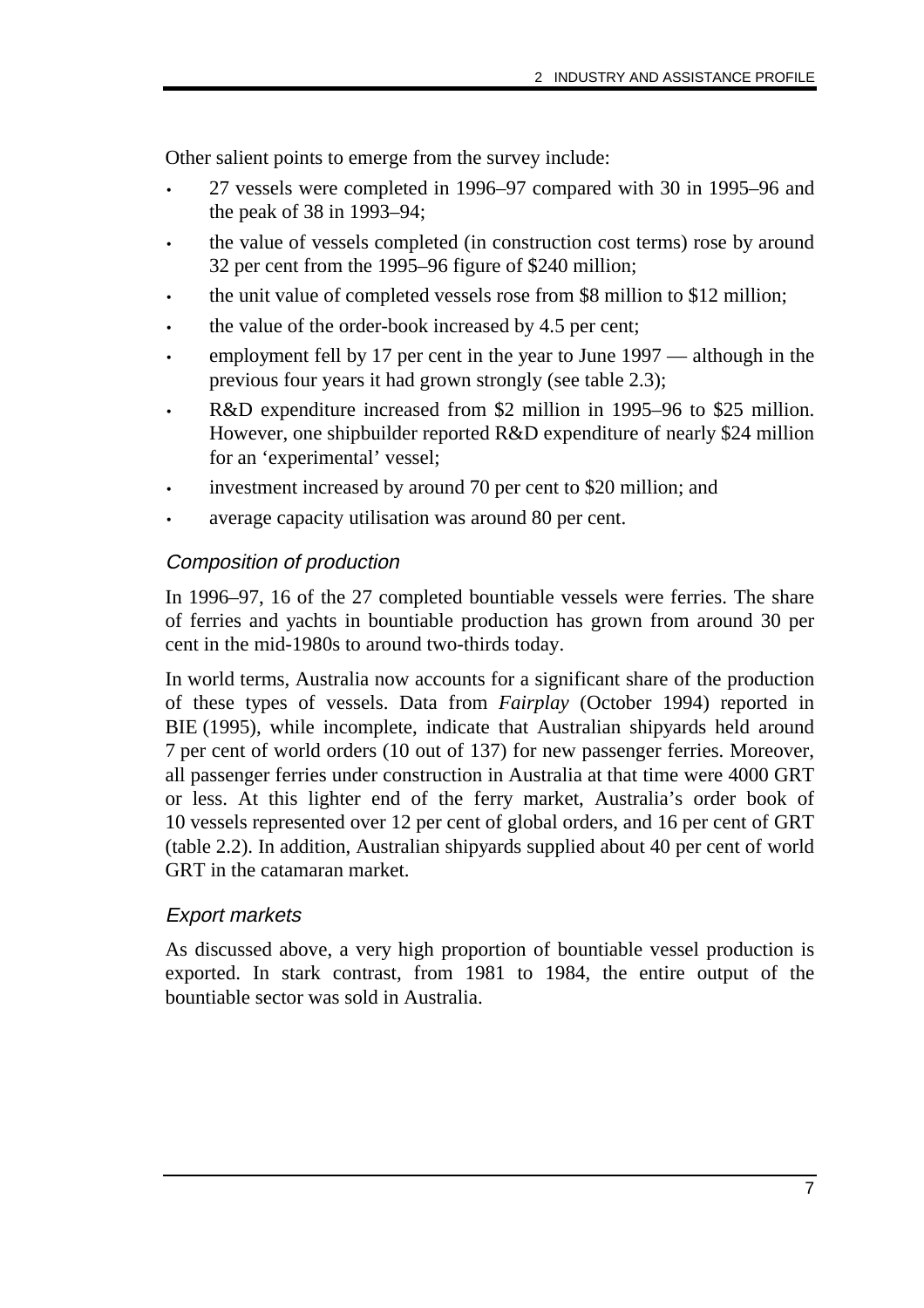Other salient points to emerge from the survey include:

- 27 vessels were completed in 1996–97 compared with 30 in 1995–96 and the peak of 38 in 1993–94;
- the value of vessels completed (in construction cost terms) rose by around 32 per cent from the 1995–96 figure of $240 million;
- the unit value of completed vessels rose from $8 million to $12 million;
- the value of the order-book increased by 4.5 per cent;
- employment fell by 17 per cent in the year to June 1997 — although in the previous four years it had grown strongly (see table 2.3);
- R&D expenditure increased from $2 million in 1995–96 to $25 million. However, one shipbuilder reported R&D expenditure of nearly $24 million for an 'experimental' vessel;
- investment increased by around 70 per cent to $20 million; and
- average capacity utilisation was around 80 per cent.

### *Composition of production*

In 1996–97, 16 of the 27 completed bountiable vessels were ferries. The share of ferries and yachts in bountiable production has grown from around 30 per cent in the mid-1980s to around two-thirds today.

In world terms, Australia now accounts for a significant share of the production of these types of vessels. Data from *Fairplay* (October 1994) reported in BIE (1995), while incomplete, indicate that Australian shipyards held around 7 per cent of world orders (10 out of 137) for new passenger ferries. Moreover, all passenger ferries under construction in Australia at that time were 4000 GRT or less. At this lighter end of the ferry market, Australia's order book of 10 vessels represented over 12 per cent of global orders, and 16 per cent of GRT (table 2.2). In addition, Australian shipyards supplied about 40 per cent of world GRT in the catamaran market.

### *Export markets*

As discussed above, a very high proportion of bountiable vessel production is exported. In stark contrast, from 1981 to 1984, the entire output of the bountiable sector was sold in Australia.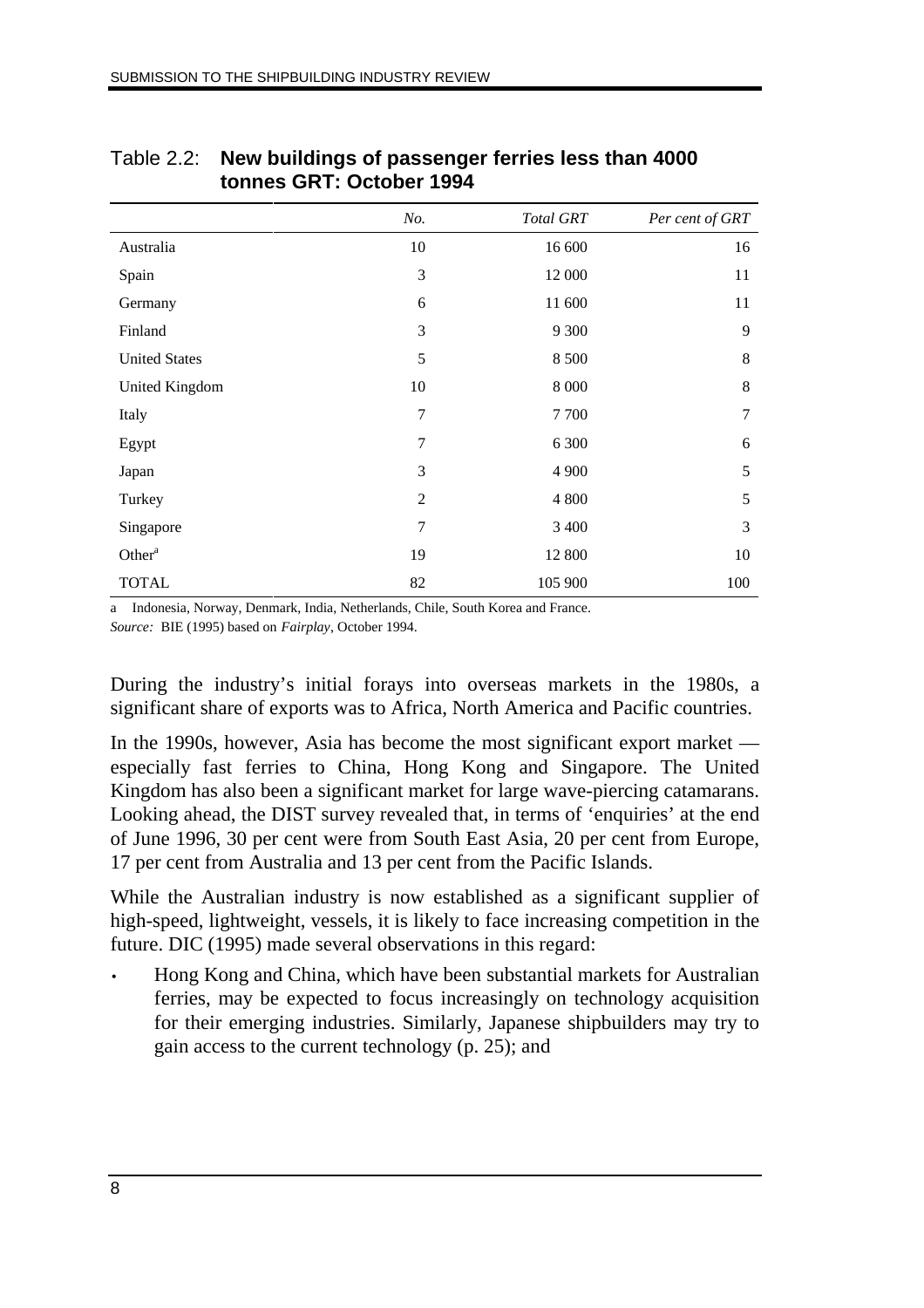Table 2.2: **New buildings of passenger ferries less than 4000 tonnes GRT: October 1994**

| | *No.* | *Total GRT* | *Per cent of GRT* |
|---|---|---|---|
| Australia | 10 | 16 600 | 16 |
| Spain | 3 | 12 000 | 11 |
| Germany | 6 | 11 600 | 11 |
| Finland | 3 | 9 300 | 9 |
| United States | 5 | 8 500 | 8 |
| United Kingdom | 10 | 8 000 | 8 |
| Italy | 7 | 7 700 | 7 |
| Egypt | 7 | 6 300 | 6 |
| Japan | 3 | 4 900 | 5 |
| Turkey | 2 | 4 800 | 5 |
| Singapore | 7 | 3 400 | 3 |
| Other[a] | 19 | 12 800 | 10 |
| TOTAL | 82 | 105 900 | 100 |

a Indonesia, Norway, Denmark, India, Netherlands, Chile, South Korea and France.

*Source:* BIE (1995) based on *Fairplay*, October 1994.

During the industry's initial forays into overseas markets in the 1980s, a significant share of exports was to Africa, North America and Pacific countries.

In the 1990s, however, Asia has become the most significant export market — especially fast ferries to China, Hong Kong and Singapore. The United Kingdom has also been a significant market for large wave-piercing catamarans. Looking ahead, the DIST survey revealed that, in terms of 'enquiries' at the end of June 1996, 30 per cent were from South East Asia, 20 per cent from Europe, 17 per cent from Australia and 13 per cent from the Pacific Islands.

While the Australian industry is now established as a significant supplier of high-speed, lightweight, vessels, it is likely to face increasing competition in the future. DIC (1995) made several observations in this regard:

- Hong Kong and China, which have been substantial markets for Australian ferries, may be expected to focus increasingly on technology acquisition for their emerging industries. Similarly, Japanese shipbuilders may try to gain access to the current technology (p. 25); and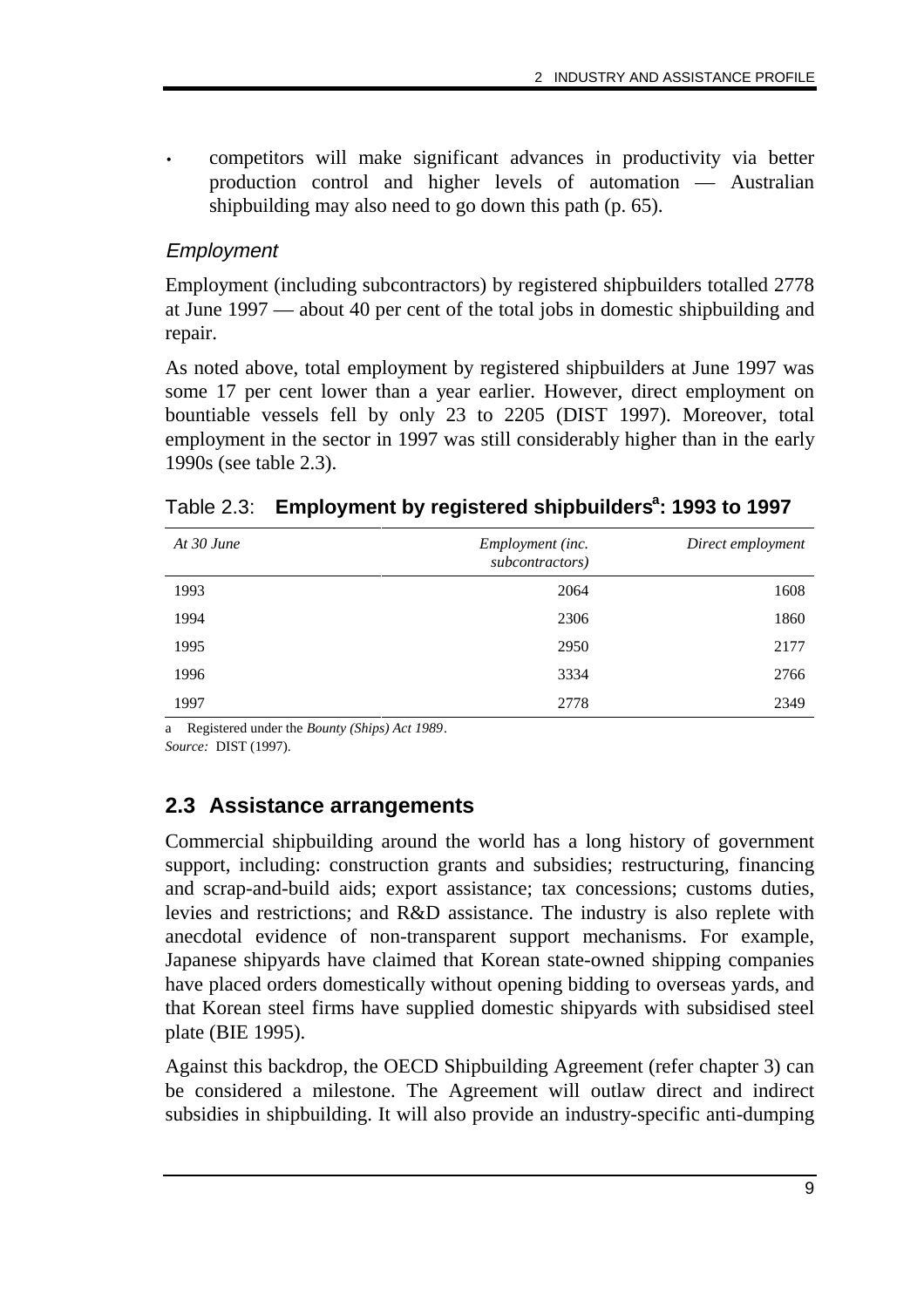- competitors will make significant advances in productivity via better production control and higher levels of automation — Australian shipbuilding may also need to go down this path (p. 65).

### *Employment*

Employment (including subcontractors) by registered shipbuilders totalled 2778 at June 1997 — about 40 per cent of the total jobs in domestic shipbuilding and repair.

As noted above, total employment by registered shipbuilders at June 1997 was some 17 per cent lower than a year earlier. However, direct employment on bountiable vessels fell by only 23 to 2205 (DIST 1997). Moreover, total employment in the sector in 1997 was still considerably higher than in the early 1990s (see table 2.3).

Table 2.3: **Employment by registered shipbuilders[a]: 1993 to 1997**

| *At 30 June* | *Employment (inc. subcontractors)* | *Direct employment* |
|---|---|---|
| 1993 | 2064 | 1608 |
| 1994 | 2306 | 1860 |
| 1995 | 2950 | 2177 |
| 1996 | 3334 | 2766 |
| 1997 | 2778 | 2349 |

a Registered under the *Bounty (Ships) Act 1989*.
*Source:* DIST (1997).

## 2.3 Assistance arrangements

Commercial shipbuilding around the world has a long history of government support, including: construction grants and subsidies; restructuring, financing and scrap-and-build aids; export assistance; tax concessions; customs duties, levies and restrictions; and R&D assistance. The industry is also replete with anecdotal evidence of non-transparent support mechanisms. For example, Japanese shipyards have claimed that Korean state-owned shipping companies have placed orders domestically without opening bidding to overseas yards, and that Korean steel firms have supplied domestic shipyards with subsidised steel plate (BIE 1995).

Against this backdrop, the OECD Shipbuilding Agreement (refer chapter 3) can be considered a milestone. The Agreement will outlaw direct and indirect subsidies in shipbuilding. It will also provide an industry-specific anti-dumping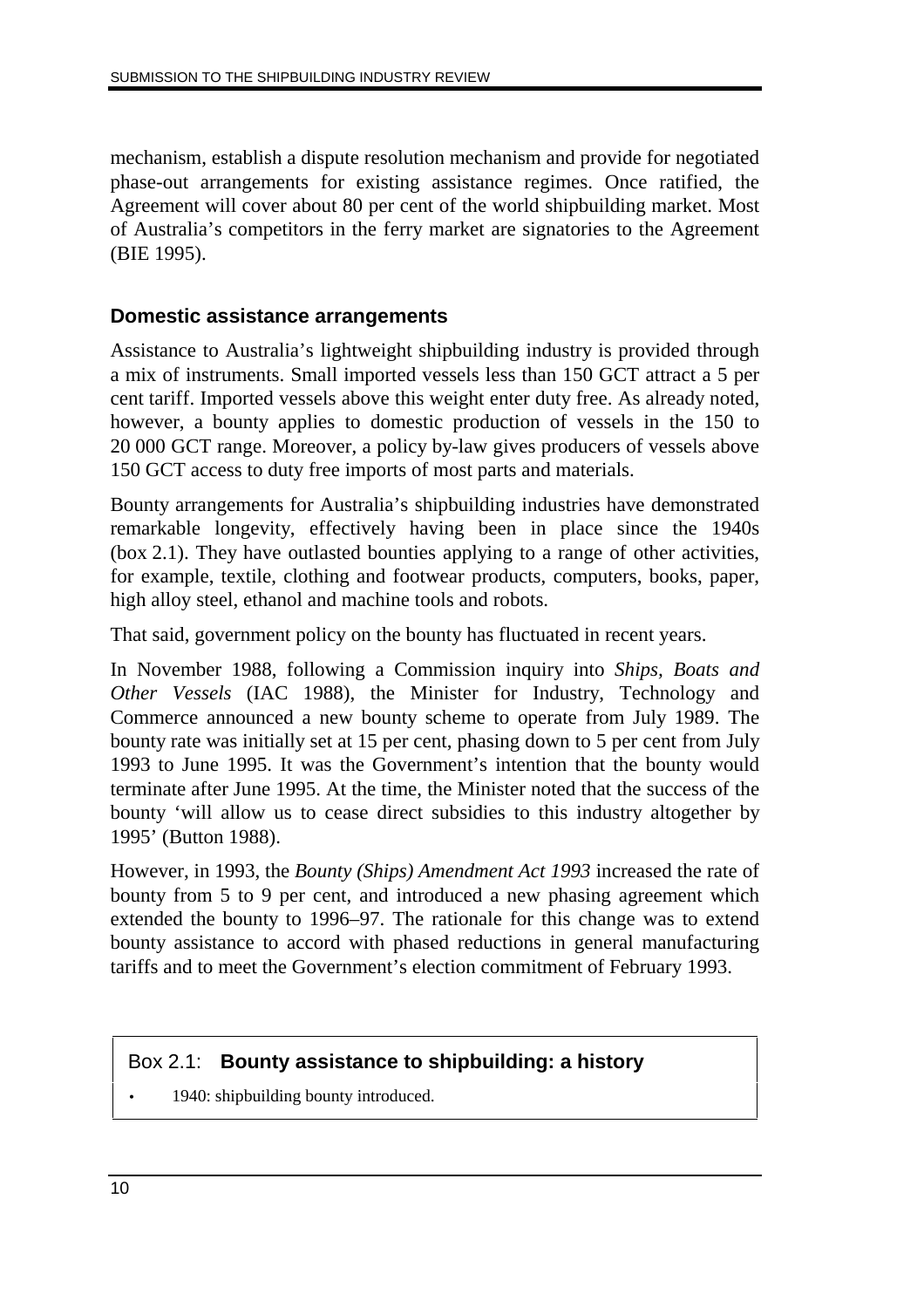mechanism, establish a dispute resolution mechanism and provide for negotiated phase-out arrangements for existing assistance regimes. Once ratified, the Agreement will cover about 80 per cent of the world shipbuilding market. Most of Australia's competitors in the ferry market are signatories to the Agreement (BIE 1995).

### Domestic assistance arrangements

Assistance to Australia's lightweight shipbuilding industry is provided through a mix of instruments. Small imported vessels less than 150 GCT attract a 5 per cent tariff. Imported vessels above this weight enter duty free. As already noted, however, a bounty applies to domestic production of vessels in the 150 to 20 000 GCT range. Moreover, a policy by-law gives producers of vessels above 150 GCT access to duty free imports of most parts and materials.

Bounty arrangements for Australia's shipbuilding industries have demonstrated remarkable longevity, effectively having been in place since the 1940s (box 2.1). They have outlasted bounties applying to a range of other activities, for example, textile, clothing and footwear products, computers, books, paper, high alloy steel, ethanol and machine tools and robots.

That said, government policy on the bounty has fluctuated in recent years.

In November 1988, following a Commission inquiry into *Ships, Boats and Other Vessels* (IAC 1988), the Minister for Industry, Technology and Commerce announced a new bounty scheme to operate from July 1989. The bounty rate was initially set at 15 per cent, phasing down to 5 per cent from July 1993 to June 1995. It was the Government's intention that the bounty would terminate after June 1995. At the time, the Minister noted that the success of the bounty 'will allow us to cease direct subsidies to this industry altogether by 1995' (Button 1988).

However, in 1993, the *Bounty (Ships) Amendment Act 1993* increased the rate of bounty from 5 to 9 per cent, and introduced a new phasing agreement which extended the bounty to 1996–97. The rationale for this change was to extend bounty assistance to accord with phased reductions in general manufacturing tariffs and to meet the Government's election commitment of February 1993.

#### Box 2.1: **Bounty assistance to shipbuilding: a history**

- 1940: shipbuilding bounty introduced.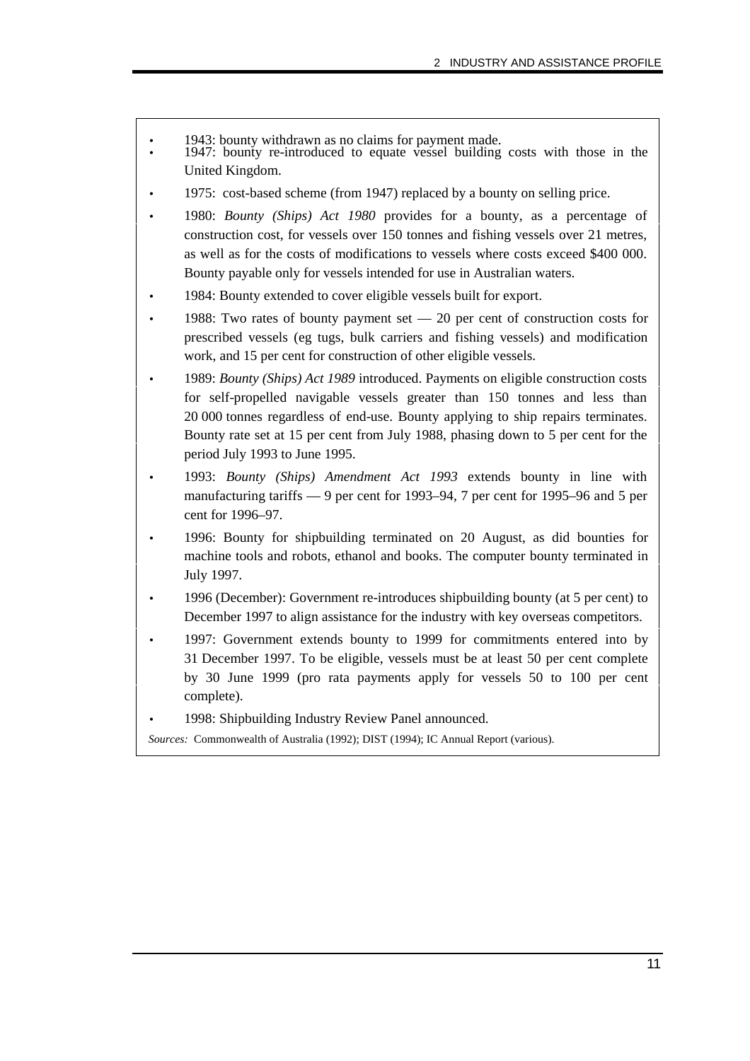- 1943: bounty withdrawn as no claims for payment made.
- 1947: bounty re-introduced to equate vessel building costs with those in the United Kingdom.
- 1975: cost-based scheme (from 1947) replaced by a bounty on selling price.
- 1980: *Bounty (Ships) Act 1980* provides for a bounty, as a percentage of construction cost, for vessels over 150 tonnes and fishing vessels over 21 metres, as well as for the costs of modifications to vessels where costs exceed $400 000. Bounty payable only for vessels intended for use in Australian waters.
- 1984: Bounty extended to cover eligible vessels built for export.
- 1988: Two rates of bounty payment set — 20 per cent of construction costs for prescribed vessels (eg tugs, bulk carriers and fishing vessels) and modification work, and 15 per cent for construction of other eligible vessels.
- 1989: *Bounty (Ships) Act 1989* introduced. Payments on eligible construction costs for self-propelled navigable vessels greater than 150 tonnes and less than 20 000 tonnes regardless of end-use. Bounty applying to ship repairs terminates. Bounty rate set at 15 per cent from July 1988, phasing down to 5 per cent for the period July 1993 to June 1995.
- 1993: *Bounty (Ships) Amendment Act 1993* extends bounty in line with manufacturing tariffs — 9 per cent for 1993–94, 7 per cent for 1995–96 and 5 per cent for 1996–97.
- 1996: Bounty for shipbuilding terminated on 20 August, as did bounties for machine tools and robots, ethanol and books. The computer bounty terminated in July 1997.
- 1996 (December): Government re-introduces shipbuilding bounty (at 5 per cent) to December 1997 to align assistance for the industry with key overseas competitors.
- 1997: Government extends bounty to 1999 for commitments entered into by 31 December 1997. To be eligible, vessels must be at least 50 per cent complete by 30 June 1999 (pro rata payments apply for vessels 50 to 100 per cent complete).
- 1998: Shipbuilding Industry Review Panel announced.

*Sources:* Commonwealth of Australia (1992); DIST (1994); IC Annual Report (various).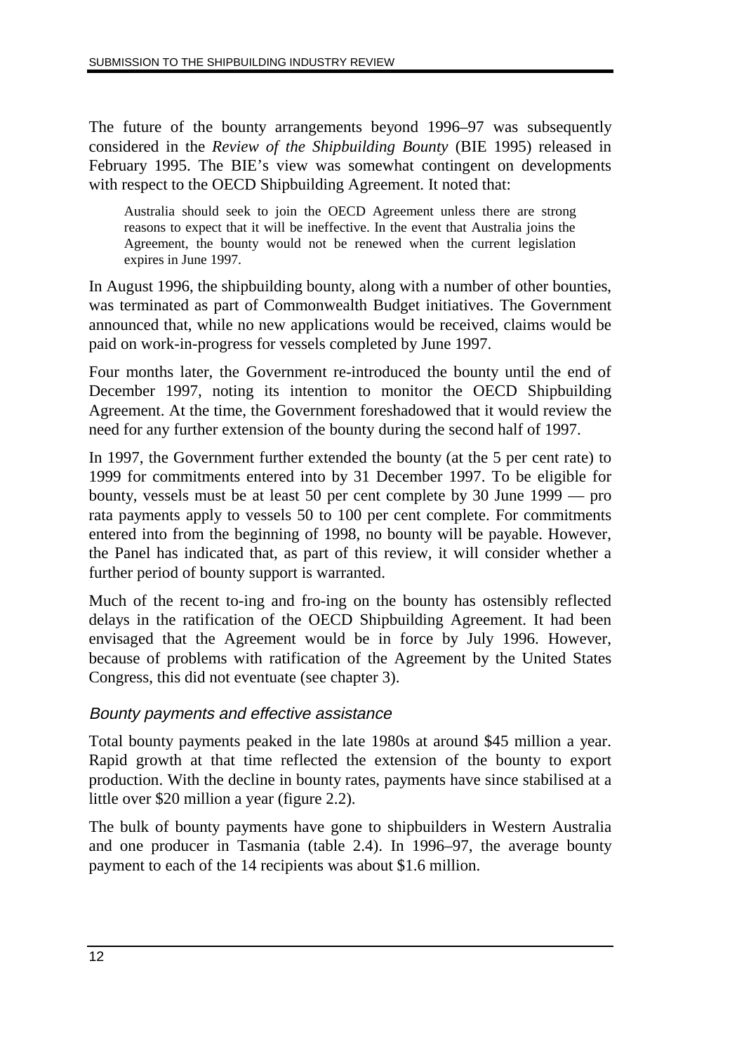The future of the bounty arrangements beyond 1996–97 was subsequently considered in the *Review of the Shipbuilding Bounty* (BIE 1995) released in February 1995. The BIE's view was somewhat contingent on developments with respect to the OECD Shipbuilding Agreement. It noted that:

> Australia should seek to join the OECD Agreement unless there are strong reasons to expect that it will be ineffective. In the event that Australia joins the Agreement, the bounty would not be renewed when the current legislation expires in June 1997.

In August 1996, the shipbuilding bounty, along with a number of other bounties, was terminated as part of Commonwealth Budget initiatives. The Government announced that, while no new applications would be received, claims would be paid on work-in-progress for vessels completed by June 1997.

Four months later, the Government re-introduced the bounty until the end of December 1997, noting its intention to monitor the OECD Shipbuilding Agreement. At the time, the Government foreshadowed that it would review the need for any further extension of the bounty during the second half of 1997.

In 1997, the Government further extended the bounty (at the 5 per cent rate) to 1999 for commitments entered into by 31 December 1997. To be eligible for bounty, vessels must be at least 50 per cent complete by 30 June 1999 — pro rata payments apply to vessels 50 to 100 per cent complete. For commitments entered into from the beginning of 1998, no bounty will be payable. However, the Panel has indicated that, as part of this review, it will consider whether a further period of bounty support is warranted.

Much of the recent to-ing and fro-ing on the bounty has ostensibly reflected delays in the ratification of the OECD Shipbuilding Agreement. It had been envisaged that the Agreement would be in force by July 1996. However, because of problems with ratification of the Agreement by the United States Congress, this did not eventuate (see chapter 3).

### *Bounty payments and effective assistance*

Total bounty payments peaked in the late 1980s at around $45 million a year. Rapid growth at that time reflected the extension of the bounty to export production. With the decline in bounty rates, payments have since stabilised at a little over $20 million a year (figure 2.2).

The bulk of bounty payments have gone to shipbuilders in Western Australia and one producer in Tasmania (table 2.4). In 1996–97, the average bounty payment to each of the 14 recipients was about $1.6 million.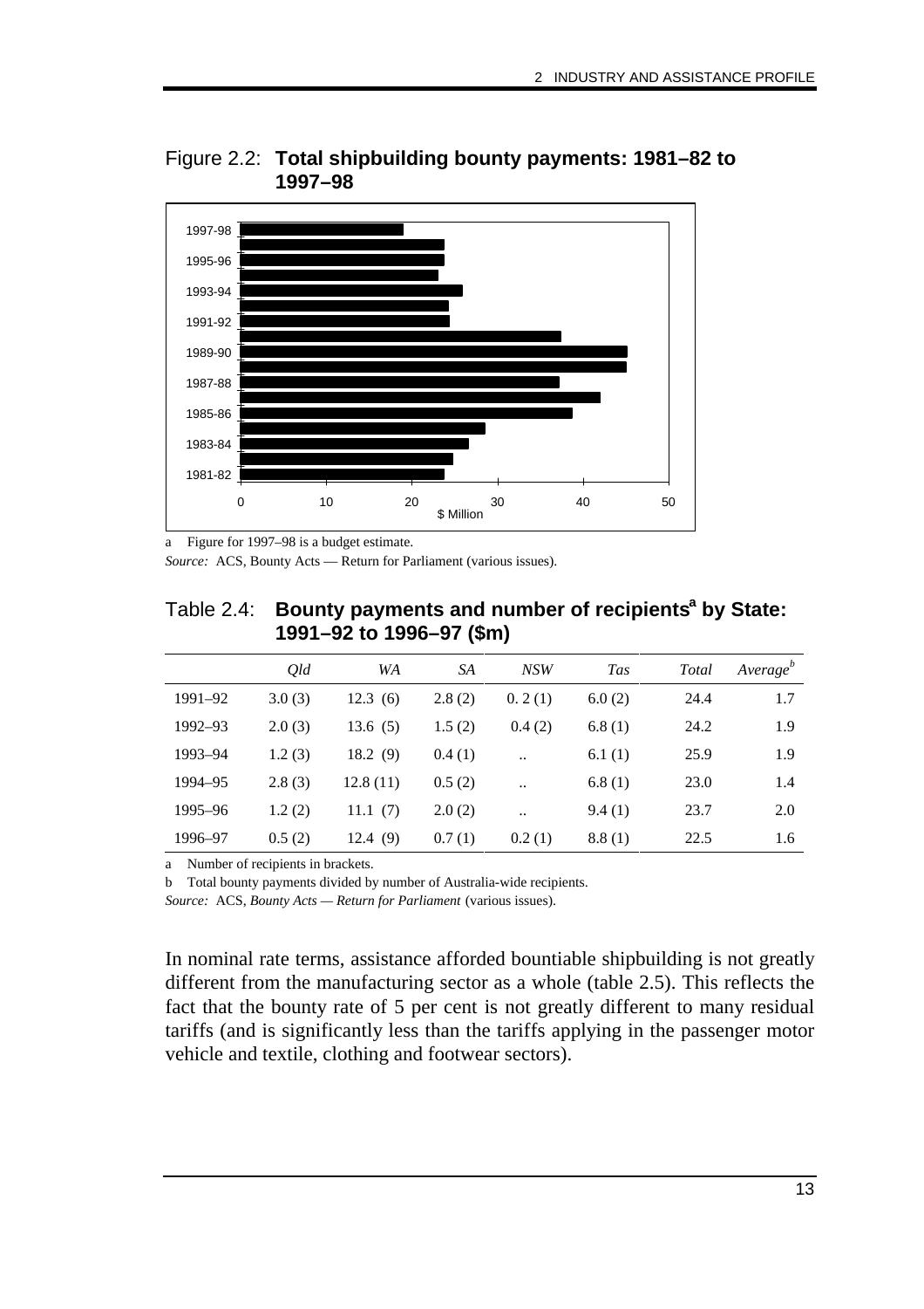Figure 2.2: **Total shipbuilding bounty payments: 1981–82 to 1997–98**

a Figure for 1997–98 is a budget estimate.

*Source:* ACS, Bounty Acts — Return for Parliament (various issues).

Table 2.4: **Bounty payments and number of recipients[a] by State: 1991–92 to 1996–97 ($m)**

| | *Qld* | *WA* | *SA* | *NSW* | *Tas* | *Total* | *Average[b]* |
|---|---|---|---|---|---|---|---|
| 1991–92 | 3.0 (3) | 12.3 (6) | 2.8 (2) | 0. 2 (1) | 6.0 (2) | 24.4 | 1.7 |
| 1992–93 | 2.0 (3) | 13.6 (5) | 1.5 (2) | 0.4 (2) | 6.8 (1) | 24.2 | 1.9 |
| 1993–94 | 1.2 (3) | 18.2 (9) | 0.4 (1) | .. | 6.1 (1) | 25.9 | 1.9 |
| 1994–95 | 2.8 (3) | 12.8 (11) | 0.5 (2) | .. | 6.8 (1) | 23.0 | 1.4 |
| 1995–96 | 1.2 (2) | 11.1 (7) | 2.0 (2) | .. | 9.4 (1) | 23.7 | 2.0 |
| 1996–97 | 0.5 (2) | 12.4 (9) | 0.7 (1) | 0.2 (1) | 8.8 (1) | 22.5 | 1.6 |

a Number of recipients in brackets.

b Total bounty payments divided by number of Australia-wide recipients.

*Source:* ACS, *Bounty Acts — Return for Parliament* (various issues).

In nominal rate terms, assistance afforded bountiable shipbuilding is not greatly different from the manufacturing sector as a whole (table 2.5). This reflects the fact that the bounty rate of 5 per cent is not greatly different to many residual tariffs (and is significantly less than the tariffs applying in the passenger motor vehicle and textile, clothing and footwear sectors).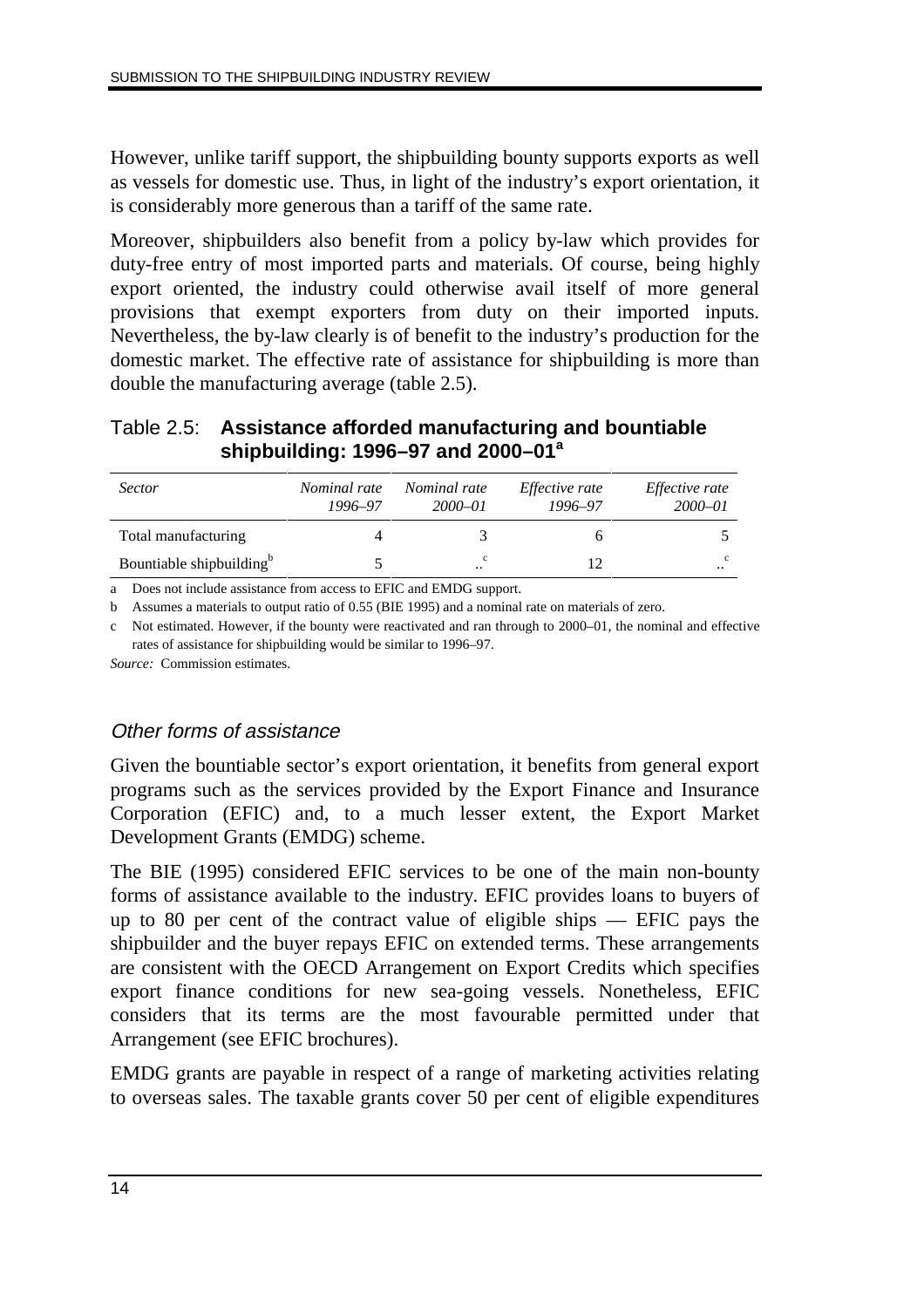However, unlike tariff support, the shipbuilding bounty supports exports as well as vessels for domestic use. Thus, in light of the industry's export orientation, it is considerably more generous than a tariff of the same rate.

Moreover, shipbuilders also benefit from a policy by-law which provides for duty-free entry of most imported parts and materials. Of course, being highly export oriented, the industry could otherwise avail itself of more general provisions that exempt exporters from duty on their imported inputs. Nevertheless, the by-law clearly is of benefit to the industry's production for the domestic market. The effective rate of assistance for shipbuilding is more than double the manufacturing average (table 2.5).

Table 2.5: **Assistance afforded manufacturing and bountiable shipbuilding: 1996–97 and 2000–01**[a]

| *Sector* | *Nominal rate 1996–97* | *Nominal rate 2000–01* | *Effective rate 1996–97* | *Effective rate 2000–01* |
|---|---|---|---|---|
| Total manufacturing | 4 | 3 | 6 | 5 |
| Bountiable shipbuilding[b] | 5 | ..[c] | 12 | ..[c] |

a Does not include assistance from access to EFIC and EMDG support.

b Assumes a materials to output ratio of 0.55 (BIE 1995) and a nominal rate on materials of zero.

c Not estimated. However, if the bounty were reactivated and ran through to 2000–01, the nominal and effective rates of assistance for shipbuilding would be similar to 1996–97.

*Source:* Commission estimates.

### *Other forms of assistance*

Given the bountiable sector's export orientation, it benefits from general export programs such as the services provided by the Export Finance and Insurance Corporation (EFIC) and, to a much lesser extent, the Export Market Development Grants (EMDG) scheme.

The BIE (1995) considered EFIC services to be one of the main non-bounty forms of assistance available to the industry. EFIC provides loans to buyers of up to 80 per cent of the contract value of eligible ships — EFIC pays the shipbuilder and the buyer repays EFIC on extended terms. These arrangements are consistent with the OECD Arrangement on Export Credits which specifies export finance conditions for new sea-going vessels. Nonetheless, EFIC considers that its terms are the most favourable permitted under that Arrangement (see EFIC brochures).

EMDG grants are payable in respect of a range of marketing activities relating to overseas sales. The taxable grants cover 50 per cent of eligible expenditures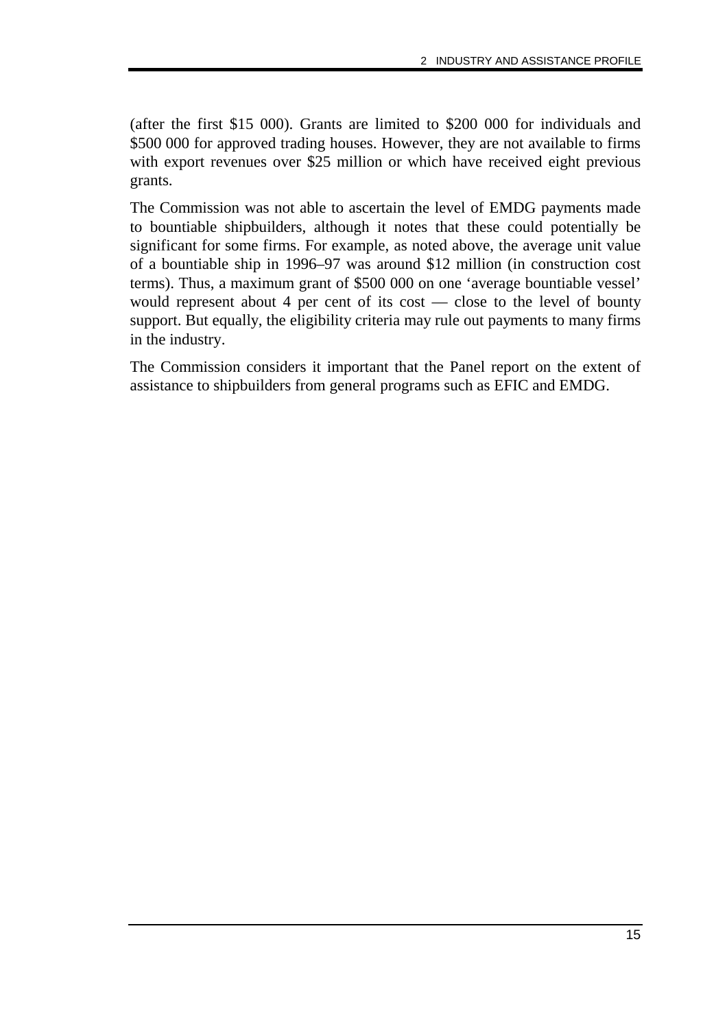(after the first $15 000). Grants are limited to $200 000 for individuals and $500 000 for approved trading houses. However, they are not available to firms with export revenues over $25 million or which have received eight previous grants.

The Commission was not able to ascertain the level of EMDG payments made to bountiable shipbuilders, although it notes that these could potentially be significant for some firms. For example, as noted above, the average unit value of a bountiable ship in 1996–97 was around $12 million (in construction cost terms). Thus, a maximum grant of $500 000 on one 'average bountiable vessel' would represent about 4 per cent of its cost — close to the level of bounty support. But equally, the eligibility criteria may rule out payments to many firms in the industry.

The Commission considers it important that the Panel report on the extent of assistance to shipbuilders from general programs such as EFIC and EMDG.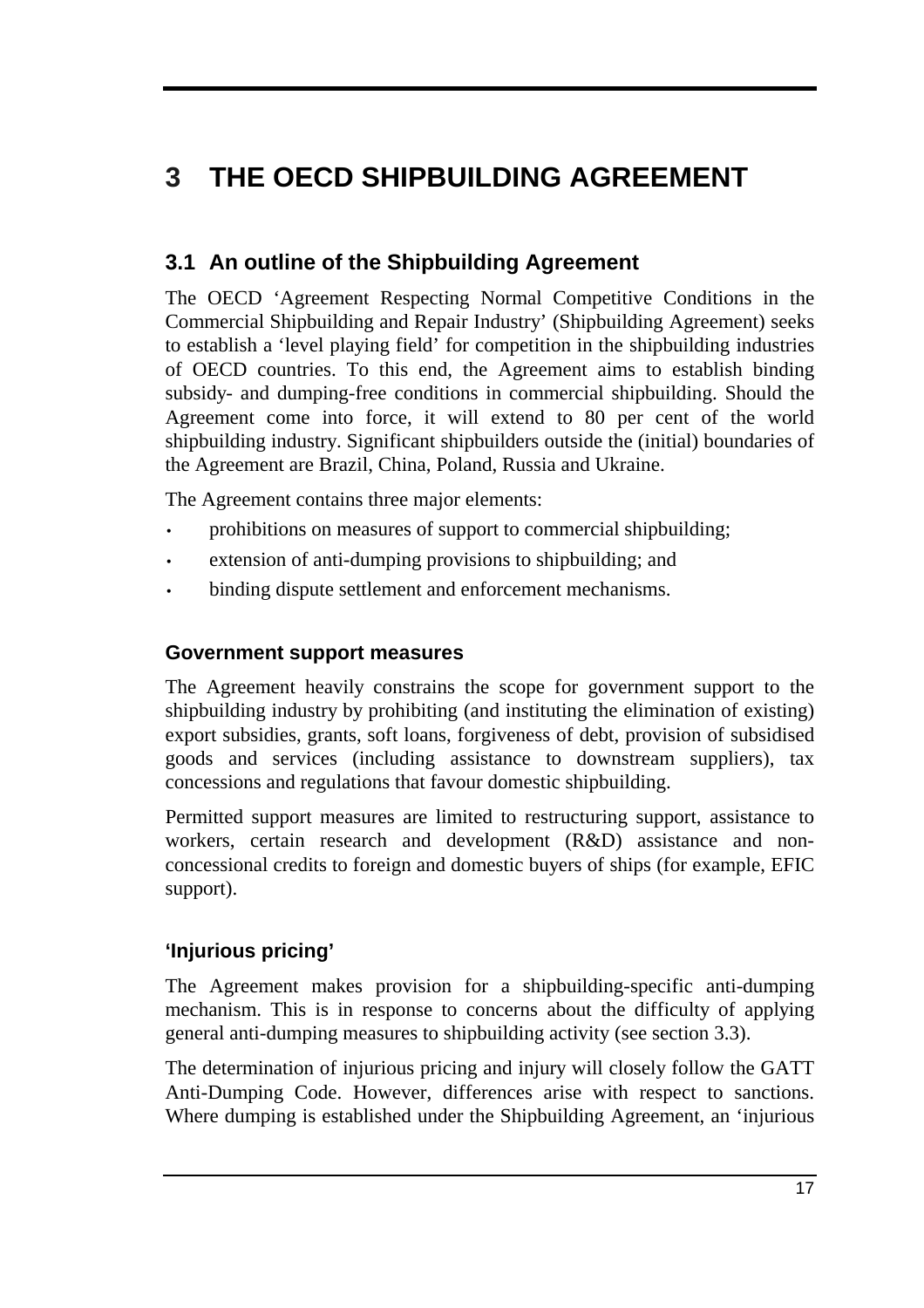# 3 THE OECD SHIPBUILDING AGREEMENT

## 3.1 An outline of the Shipbuilding Agreement

The OECD 'Agreement Respecting Normal Competitive Conditions in the Commercial Shipbuilding and Repair Industry' (Shipbuilding Agreement) seeks to establish a 'level playing field' for competition in the shipbuilding industries of OECD countries. To this end, the Agreement aims to establish binding subsidy- and dumping-free conditions in commercial shipbuilding. Should the Agreement come into force, it will extend to 80 per cent of the world shipbuilding industry. Significant shipbuilders outside the (initial) boundaries of the Agreement are Brazil, China, Poland, Russia and Ukraine.

The Agreement contains three major elements:

- prohibitions on measures of support to commercial shipbuilding;
- extension of anti-dumping provisions to shipbuilding; and
- binding dispute settlement and enforcement mechanisms.

### Government support measures

The Agreement heavily constrains the scope for government support to the shipbuilding industry by prohibiting (and instituting the elimination of existing) export subsidies, grants, soft loans, forgiveness of debt, provision of subsidised goods and services (including assistance to downstream suppliers), tax concessions and regulations that favour domestic shipbuilding.

Permitted support measures are limited to restructuring support, assistance to workers, certain research and development (R&D) assistance and non-concessional credits to foreign and domestic buyers of ships (for example, EFIC support).

### 'Injurious pricing'

The Agreement makes provision for a shipbuilding-specific anti-dumping mechanism. This is in response to concerns about the difficulty of applying general anti-dumping measures to shipbuilding activity (see section 3.3).

The determination of injurious pricing and injury will closely follow the GATT Anti-Dumping Code. However, differences arise with respect to sanctions. Where dumping is established under the Shipbuilding Agreement, an 'injurious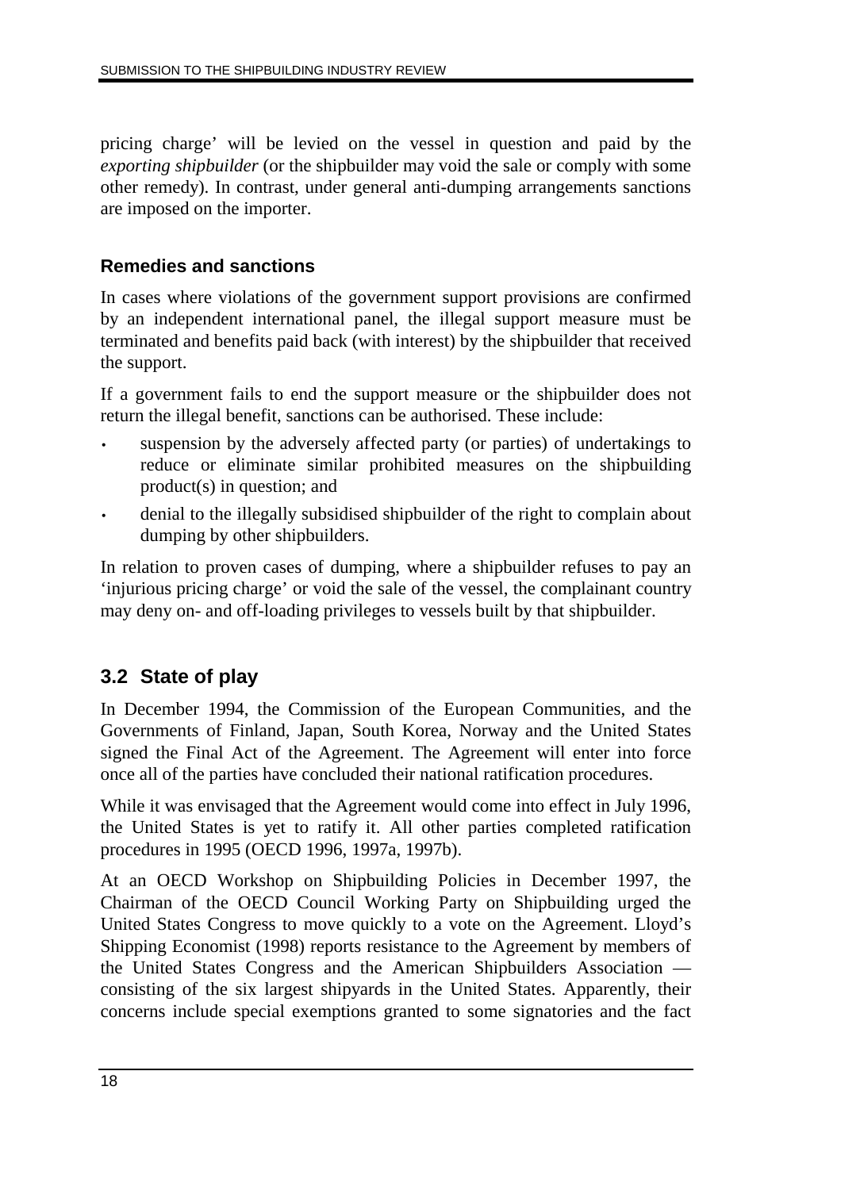pricing charge' will be levied on the vessel in question and paid by the *exporting shipbuilder* (or the shipbuilder may void the sale or comply with some other remedy). In contrast, under general anti-dumping arrangements sanctions are imposed on the importer.

### Remedies and sanctions

In cases where violations of the government support provisions are confirmed by an independent international panel, the illegal support measure must be terminated and benefits paid back (with interest) by the shipbuilder that received the support.

If a government fails to end the support measure or the shipbuilder does not return the illegal benefit, sanctions can be authorised. These include:

- suspension by the adversely affected party (or parties) of undertakings to reduce or eliminate similar prohibited measures on the shipbuilding product(s) in question; and
- denial to the illegally subsidised shipbuilder of the right to complain about dumping by other shipbuilders.

In relation to proven cases of dumping, where a shipbuilder refuses to pay an 'injurious pricing charge' or void the sale of the vessel, the complainant country may deny on- and off-loading privileges to vessels built by that shipbuilder.

## 3.2 State of play

In December 1994, the Commission of the European Communities, and the Governments of Finland, Japan, South Korea, Norway and the United States signed the Final Act of the Agreement. The Agreement will enter into force once all of the parties have concluded their national ratification procedures.

While it was envisaged that the Agreement would come into effect in July 1996, the United States is yet to ratify it. All other parties completed ratification procedures in 1995 (OECD 1996, 1997a, 1997b).

At an OECD Workshop on Shipbuilding Policies in December 1997, the Chairman of the OECD Council Working Party on Shipbuilding urged the United States Congress to move quickly to a vote on the Agreement. Lloyd's Shipping Economist (1998) reports resistance to the Agreement by members of the United States Congress and the American Shipbuilders Association — consisting of the six largest shipyards in the United States. Apparently, their concerns include special exemptions granted to some signatories and the fact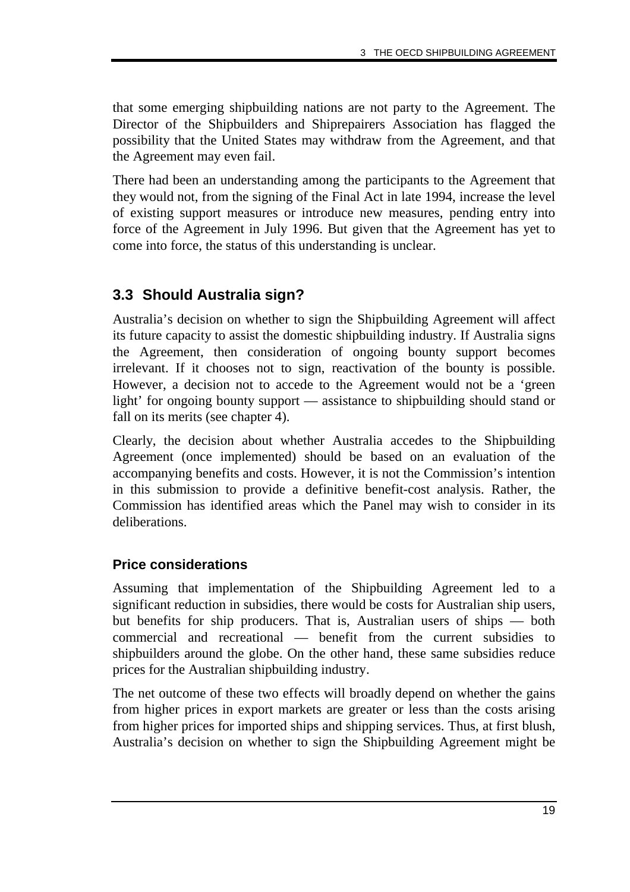that some emerging shipbuilding nations are not party to the Agreement. The Director of the Shipbuilders and Shiprepairers Association has flagged the possibility that the United States may withdraw from the Agreement, and that the Agreement may even fail.

There had been an understanding among the participants to the Agreement that they would not, from the signing of the Final Act in late 1994, increase the level of existing support measures or introduce new measures, pending entry into force of the Agreement in July 1996. But given that the Agreement has yet to come into force, the status of this understanding is unclear.

## 3.3 Should Australia sign?

Australia's decision on whether to sign the Shipbuilding Agreement will affect its future capacity to assist the domestic shipbuilding industry. If Australia signs the Agreement, then consideration of ongoing bounty support becomes irrelevant. If it chooses not to sign, reactivation of the bounty is possible. However, a decision not to accede to the Agreement would not be a 'green light' for ongoing bounty support — assistance to shipbuilding should stand or fall on its merits (see chapter 4).

Clearly, the decision about whether Australia accedes to the Shipbuilding Agreement (once implemented) should be based on an evaluation of the accompanying benefits and costs. However, it is not the Commission's intention in this submission to provide a definitive benefit-cost analysis. Rather, the Commission has identified areas which the Panel may wish to consider in its deliberations.

### Price considerations

Assuming that implementation of the Shipbuilding Agreement led to a significant reduction in subsidies, there would be costs for Australian ship users, but benefits for ship producers. That is, Australian users of ships — both commercial and recreational — benefit from the current subsidies to shipbuilders around the globe. On the other hand, these same subsidies reduce prices for the Australian shipbuilding industry.

The net outcome of these two effects will broadly depend on whether the gains from higher prices in export markets are greater or less than the costs arising from higher prices for imported ships and shipping services. Thus, at first blush, Australia's decision on whether to sign the Shipbuilding Agreement might be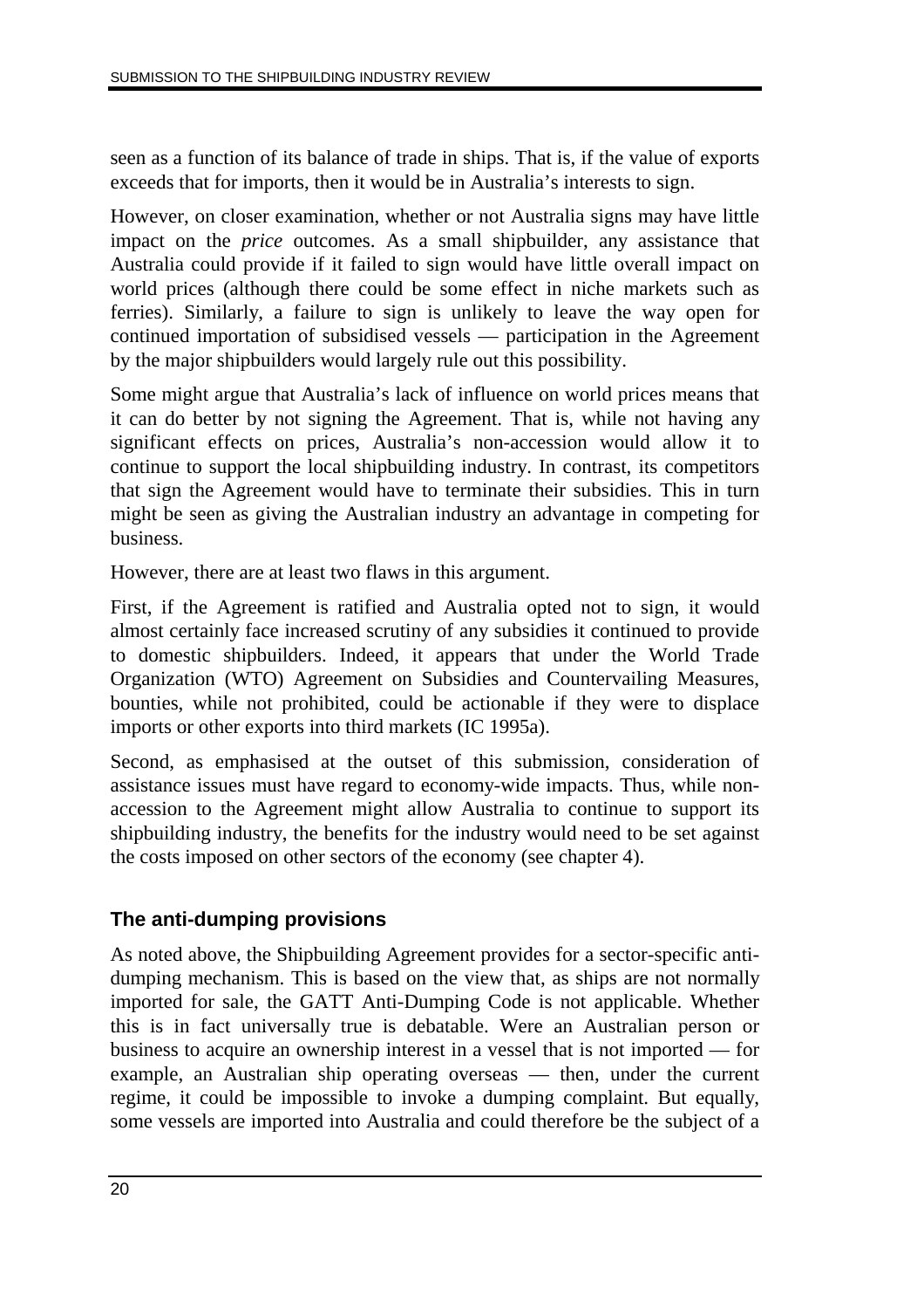seen as a function of its balance of trade in ships. That is, if the value of exports exceeds that for imports, then it would be in Australia's interests to sign.

However, on closer examination, whether or not Australia signs may have little impact on the *price* outcomes. As a small shipbuilder, any assistance that Australia could provide if it failed to sign would have little overall impact on world prices (although there could be some effect in niche markets such as ferries). Similarly, a failure to sign is unlikely to leave the way open for continued importation of subsidised vessels — participation in the Agreement by the major shipbuilders would largely rule out this possibility.

Some might argue that Australia's lack of influence on world prices means that it can do better by not signing the Agreement. That is, while not having any significant effects on prices, Australia's non-accession would allow it to continue to support the local shipbuilding industry. In contrast, its competitors that sign the Agreement would have to terminate their subsidies. This in turn might be seen as giving the Australian industry an advantage in competing for business.

However, there are at least two flaws in this argument.

First, if the Agreement is ratified and Australia opted not to sign, it would almost certainly face increased scrutiny of any subsidies it continued to provide to domestic shipbuilders. Indeed, it appears that under the World Trade Organization (WTO) Agreement on Subsidies and Countervailing Measures, bounties, while not prohibited, could be actionable if they were to displace imports or other exports into third markets (IC 1995a).

Second, as emphasised at the outset of this submission, consideration of assistance issues must have regard to economy-wide impacts. Thus, while non-accession to the Agreement might allow Australia to continue to support its shipbuilding industry, the benefits for the industry would need to be set against the costs imposed on other sectors of the economy (see chapter 4).

### The anti-dumping provisions

As noted above, the Shipbuilding Agreement provides for a sector-specific anti-dumping mechanism. This is based on the view that, as ships are not normally imported for sale, the GATT Anti-Dumping Code is not applicable. Whether this is in fact universally true is debatable. Were an Australian person or business to acquire an ownership interest in a vessel that is not imported — for example, an Australian ship operating overseas — then, under the current regime, it could be impossible to invoke a dumping complaint. But equally, some vessels are imported into Australia and could therefore be the subject of a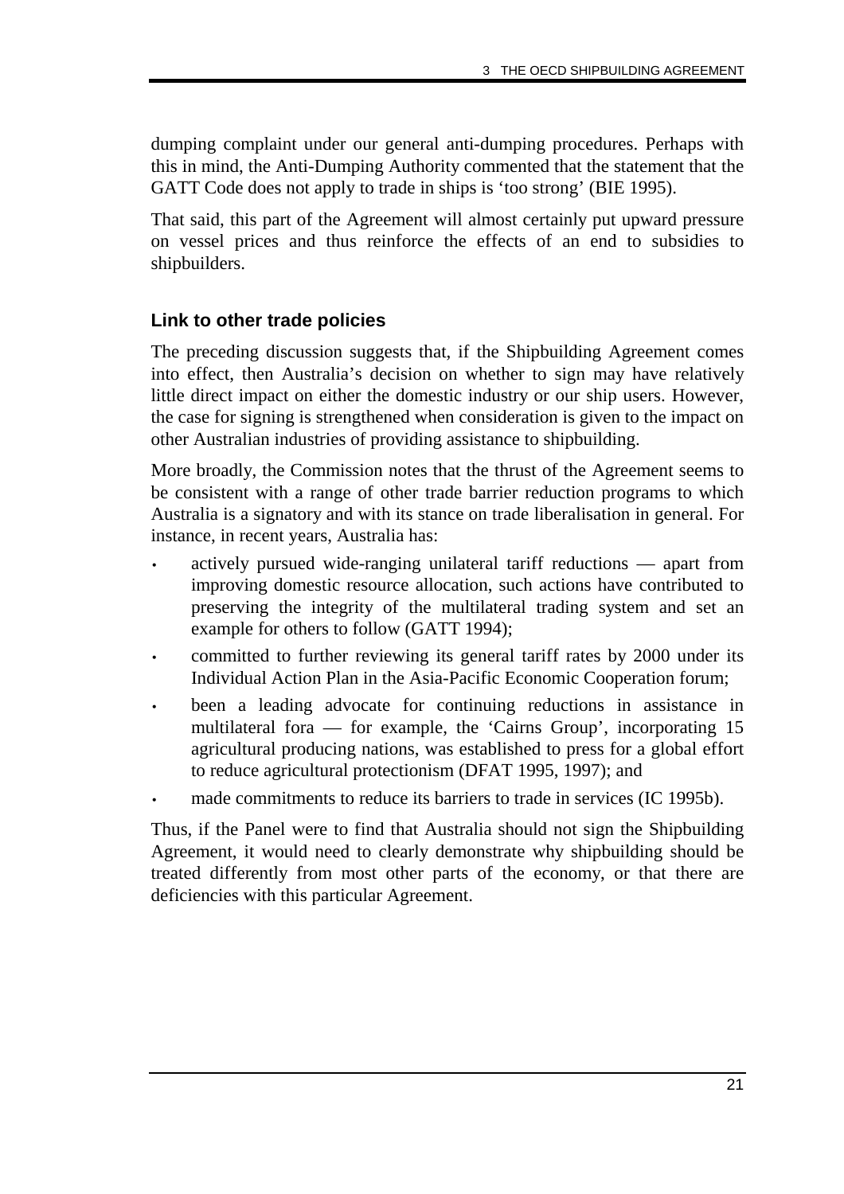dumping complaint under our general anti-dumping procedures. Perhaps with this in mind, the Anti-Dumping Authority commented that the statement that the GATT Code does not apply to trade in ships is 'too strong' (BIE 1995).

That said, this part of the Agreement will almost certainly put upward pressure on vessel prices and thus reinforce the effects of an end to subsidies to shipbuilders.

### Link to other trade policies

The preceding discussion suggests that, if the Shipbuilding Agreement comes into effect, then Australia's decision on whether to sign may have relatively little direct impact on either the domestic industry or our ship users. However, the case for signing is strengthened when consideration is given to the impact on other Australian industries of providing assistance to shipbuilding.

More broadly, the Commission notes that the thrust of the Agreement seems to be consistent with a range of other trade barrier reduction programs to which Australia is a signatory and with its stance on trade liberalisation in general. For instance, in recent years, Australia has:

- actively pursued wide-ranging unilateral tariff reductions — apart from improving domestic resource allocation, such actions have contributed to preserving the integrity of the multilateral trading system and set an example for others to follow (GATT 1994);
- committed to further reviewing its general tariff rates by 2000 under its Individual Action Plan in the Asia-Pacific Economic Cooperation forum;
- been a leading advocate for continuing reductions in assistance in multilateral fora — for example, the 'Cairns Group', incorporating 15 agricultural producing nations, was established to press for a global effort to reduce agricultural protectionism (DFAT 1995, 1997); and
- made commitments to reduce its barriers to trade in services (IC 1995b).

Thus, if the Panel were to find that Australia should not sign the Shipbuilding Agreement, it would need to clearly demonstrate why shipbuilding should be treated differently from most other parts of the economy, or that there are deficiencies with this particular Agreement.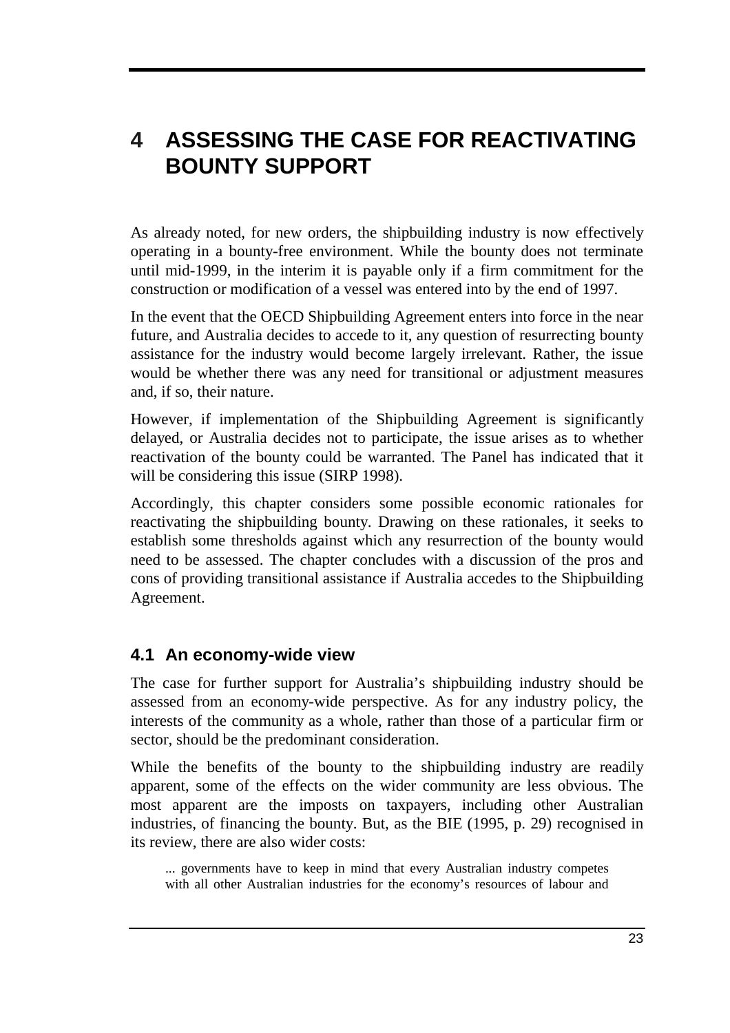# 4 ASSESSING THE CASE FOR REACTIVATING BOUNTY SUPPORT

As already noted, for new orders, the shipbuilding industry is now effectively operating in a bounty-free environment. While the bounty does not terminate until mid-1999, in the interim it is payable only if a firm commitment for the construction or modification of a vessel was entered into by the end of 1997.

In the event that the OECD Shipbuilding Agreement enters into force in the near future, and Australia decides to accede to it, any question of resurrecting bounty assistance for the industry would become largely irrelevant. Rather, the issue would be whether there was any need for transitional or adjustment measures and, if so, their nature.

However, if implementation of the Shipbuilding Agreement is significantly delayed, or Australia decides not to participate, the issue arises as to whether reactivation of the bounty could be warranted. The Panel has indicated that it will be considering this issue (SIRP 1998).

Accordingly, this chapter considers some possible economic rationales for reactivating the shipbuilding bounty. Drawing on these rationales, it seeks to establish some thresholds against which any resurrection of the bounty would need to be assessed. The chapter concludes with a discussion of the pros and cons of providing transitional assistance if Australia accedes to the Shipbuilding Agreement.

## 4.1 An economy-wide view

The case for further support for Australia's shipbuilding industry should be assessed from an economy-wide perspective. As for any industry policy, the interests of the community as a whole, rather than those of a particular firm or sector, should be the predominant consideration.

While the benefits of the bounty to the shipbuilding industry are readily apparent, some of the effects on the wider community are less obvious. The most apparent are the imposts on taxpayers, including other Australian industries, of financing the bounty. But, as the BIE (1995, p. 29) recognised in its review, there are also wider costs:

> ... governments have to keep in mind that every Australian industry competes with all other Australian industries for the economy's resources of labour and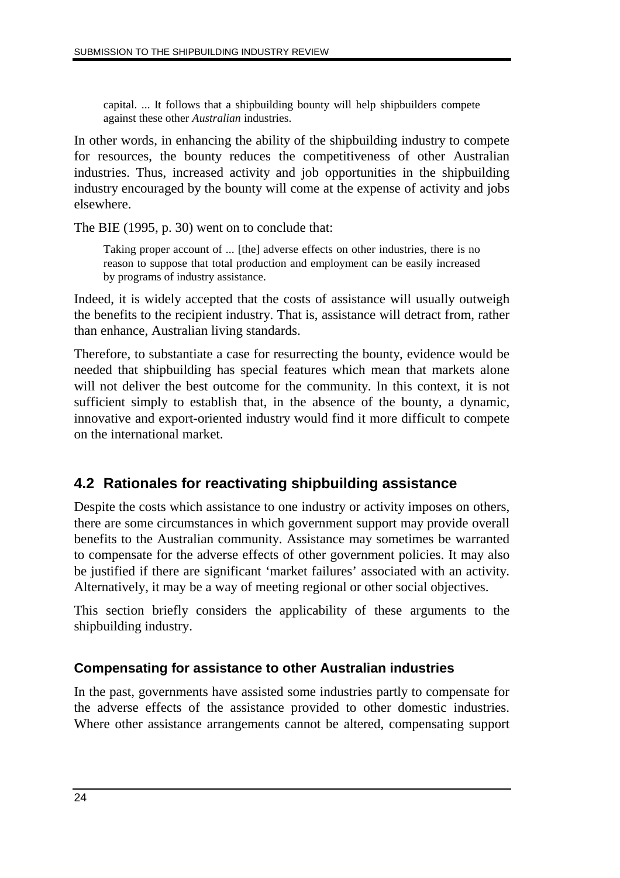> capital. ... It follows that a shipbuilding bounty will help shipbuilders compete against these other *Australian* industries.

In other words, in enhancing the ability of the shipbuilding industry to compete for resources, the bounty reduces the competitiveness of other Australian industries. Thus, increased activity and job opportunities in the shipbuilding industry encouraged by the bounty will come at the expense of activity and jobs elsewhere.

The BIE (1995, p. 30) went on to conclude that:

> Taking proper account of ... [the] adverse effects on other industries, there is no reason to suppose that total production and employment can be easily increased by programs of industry assistance.

Indeed, it is widely accepted that the costs of assistance will usually outweigh the benefits to the recipient industry. That is, assistance will detract from, rather than enhance, Australian living standards.

Therefore, to substantiate a case for resurrecting the bounty, evidence would be needed that shipbuilding has special features which mean that markets alone will not deliver the best outcome for the community. In this context, it is not sufficient simply to establish that, in the absence of the bounty, a dynamic, innovative and export-oriented industry would find it more difficult to compete on the international market.

## 4.2 Rationales for reactivating shipbuilding assistance

Despite the costs which assistance to one industry or activity imposes on others, there are some circumstances in which government support may provide overall benefits to the Australian community. Assistance may sometimes be warranted to compensate for the adverse effects of other government policies. It may also be justified if there are significant 'market failures' associated with an activity. Alternatively, it may be a way of meeting regional or other social objectives.

This section briefly considers the applicability of these arguments to the shipbuilding industry.

### Compensating for assistance to other Australian industries

In the past, governments have assisted some industries partly to compensate for the adverse effects of the assistance provided to other domestic industries. Where other assistance arrangements cannot be altered, compensating support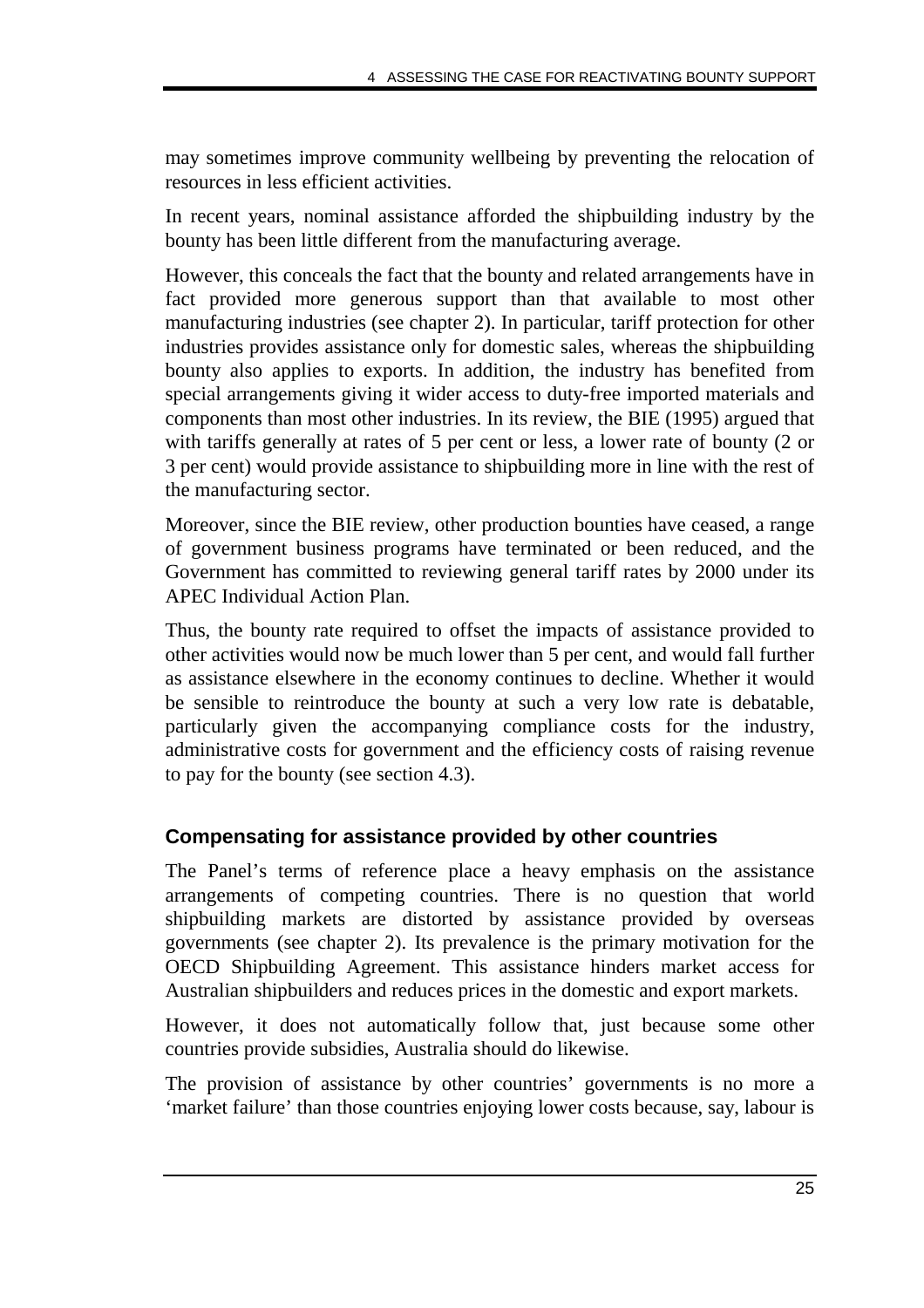may sometimes improve community wellbeing by preventing the relocation of resources in less efficient activities.

In recent years, nominal assistance afforded the shipbuilding industry by the bounty has been little different from the manufacturing average.

However, this conceals the fact that the bounty and related arrangements have in fact provided more generous support than that available to most other manufacturing industries (see chapter 2). In particular, tariff protection for other industries provides assistance only for domestic sales, whereas the shipbuilding bounty also applies to exports. In addition, the industry has benefited from special arrangements giving it wider access to duty-free imported materials and components than most other industries. In its review, the BIE (1995) argued that with tariffs generally at rates of 5 per cent or less, a lower rate of bounty (2 or 3 per cent) would provide assistance to shipbuilding more in line with the rest of the manufacturing sector.

Moreover, since the BIE review, other production bounties have ceased, a range of government business programs have terminated or been reduced, and the Government has committed to reviewing general tariff rates by 2000 under its APEC Individual Action Plan.

Thus, the bounty rate required to offset the impacts of assistance provided to other activities would now be much lower than 5 per cent, and would fall further as assistance elsewhere in the economy continues to decline. Whether it would be sensible to reintroduce the bounty at such a very low rate is debatable, particularly given the accompanying compliance costs for the industry, administrative costs for government and the efficiency costs of raising revenue to pay for the bounty (see section 4.3).

### Compensating for assistance provided by other countries

The Panel's terms of reference place a heavy emphasis on the assistance arrangements of competing countries. There is no question that world shipbuilding markets are distorted by assistance provided by overseas governments (see chapter 2). Its prevalence is the primary motivation for the OECD Shipbuilding Agreement. This assistance hinders market access for Australian shipbuilders and reduces prices in the domestic and export markets.

However, it does not automatically follow that, just because some other countries provide subsidies, Australia should do likewise.

The provision of assistance by other countries' governments is no more a 'market failure' than those countries enjoying lower costs because, say, labour is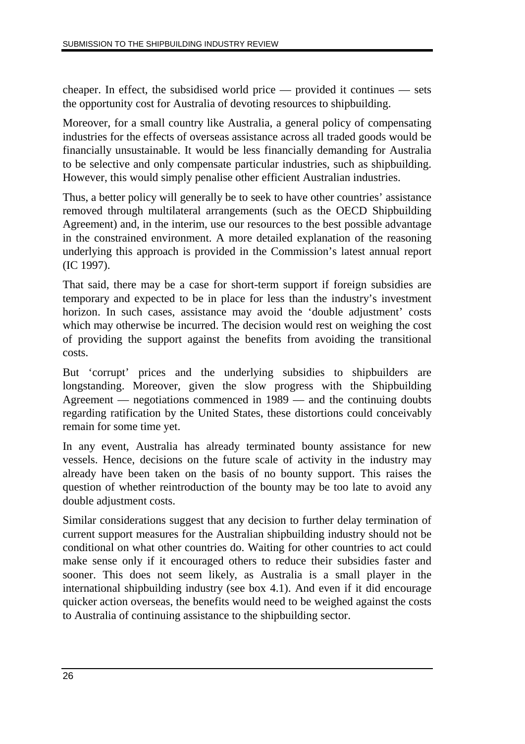cheaper. In effect, the subsidised world price — provided it continues — sets the opportunity cost for Australia of devoting resources to shipbuilding.

Moreover, for a small country like Australia, a general policy of compensating industries for the effects of overseas assistance across all traded goods would be financially unsustainable. It would be less financially demanding for Australia to be selective and only compensate particular industries, such as shipbuilding. However, this would simply penalise other efficient Australian industries.

Thus, a better policy will generally be to seek to have other countries' assistance removed through multilateral arrangements (such as the OECD Shipbuilding Agreement) and, in the interim, use our resources to the best possible advantage in the constrained environment. A more detailed explanation of the reasoning underlying this approach is provided in the Commission's latest annual report (IC 1997).

That said, there may be a case for short-term support if foreign subsidies are temporary and expected to be in place for less than the industry's investment horizon. In such cases, assistance may avoid the 'double adjustment' costs which may otherwise be incurred. The decision would rest on weighing the cost of providing the support against the benefits from avoiding the transitional costs.

But 'corrupt' prices and the underlying subsidies to shipbuilders are longstanding. Moreover, given the slow progress with the Shipbuilding Agreement — negotiations commenced in 1989 — and the continuing doubts regarding ratification by the United States, these distortions could conceivably remain for some time yet.

In any event, Australia has already terminated bounty assistance for new vessels. Hence, decisions on the future scale of activity in the industry may already have been taken on the basis of no bounty support. This raises the question of whether reintroduction of the bounty may be too late to avoid any double adjustment costs.

Similar considerations suggest that any decision to further delay termination of current support measures for the Australian shipbuilding industry should not be conditional on what other countries do. Waiting for other countries to act could make sense only if it encouraged others to reduce their subsidies faster and sooner. This does not seem likely, as Australia is a small player in the international shipbuilding industry (see box 4.1). And even if it did encourage quicker action overseas, the benefits would need to be weighed against the costs to Australia of continuing assistance to the shipbuilding sector.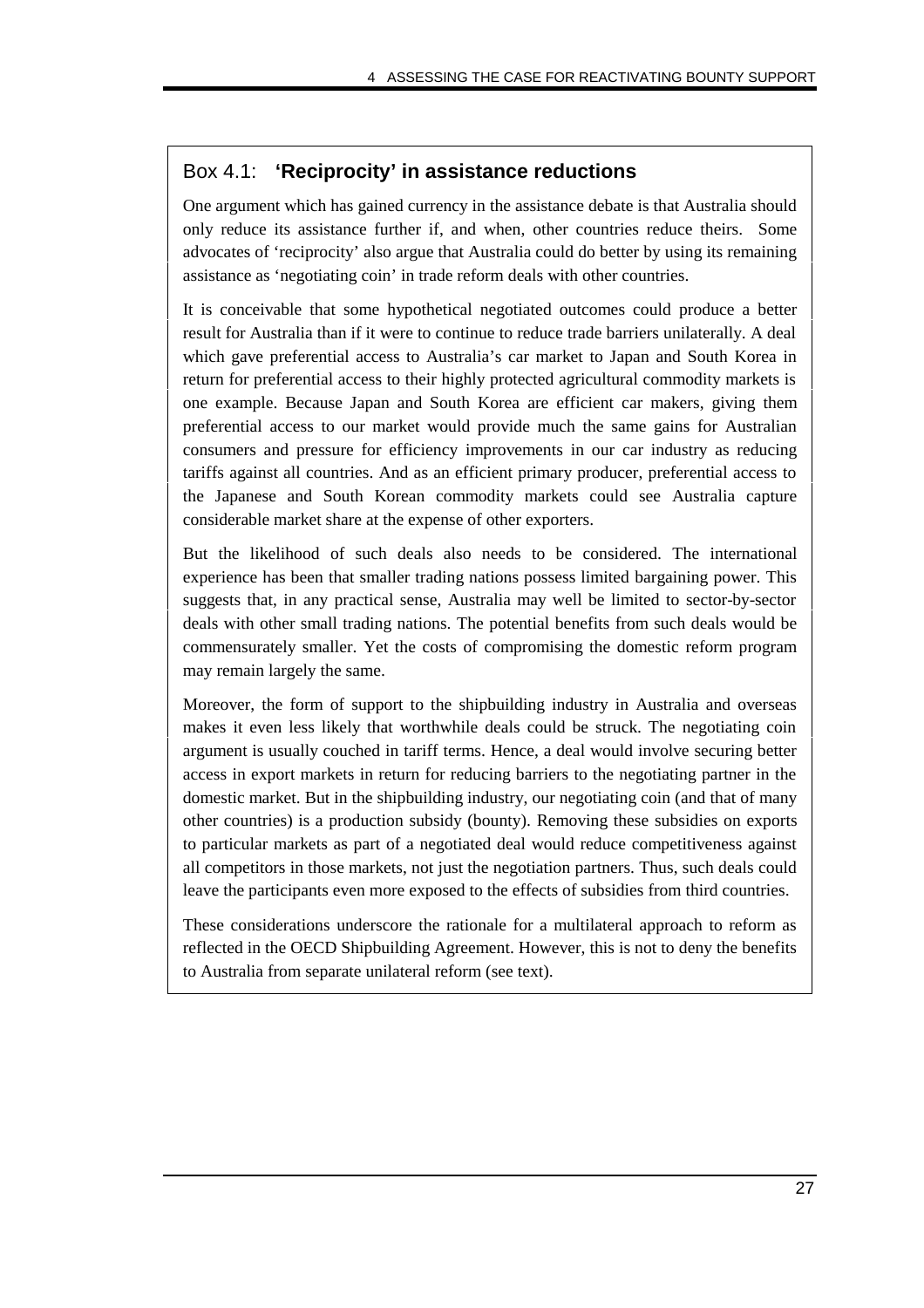### Box 4.1: **'Reciprocity' in assistance reductions**

One argument which has gained currency in the assistance debate is that Australia should only reduce its assistance further if, and when, other countries reduce theirs. Some advocates of 'reciprocity' also argue that Australia could do better by using its remaining assistance as 'negotiating coin' in trade reform deals with other countries.

It is conceivable that some hypothetical negotiated outcomes could produce a better result for Australia than if it were to continue to reduce trade barriers unilaterally. A deal which gave preferential access to Australia's car market to Japan and South Korea in return for preferential access to their highly protected agricultural commodity markets is one example. Because Japan and South Korea are efficient car makers, giving them preferential access to our market would provide much the same gains for Australian consumers and pressure for efficiency improvements in our car industry as reducing tariffs against all countries. And as an efficient primary producer, preferential access to the Japanese and South Korean commodity markets could see Australia capture considerable market share at the expense of other exporters.

But the likelihood of such deals also needs to be considered. The international experience has been that smaller trading nations possess limited bargaining power. This suggests that, in any practical sense, Australia may well be limited to sector-by-sector deals with other small trading nations. The potential benefits from such deals would be commensurately smaller. Yet the costs of compromising the domestic reform program may remain largely the same.

Moreover, the form of support to the shipbuilding industry in Australia and overseas makes it even less likely that worthwhile deals could be struck. The negotiating coin argument is usually couched in tariff terms. Hence, a deal would involve securing better access in export markets in return for reducing barriers to the negotiating partner in the domestic market. But in the shipbuilding industry, our negotiating coin (and that of many other countries) is a production subsidy (bounty). Removing these subsidies on exports to particular markets as part of a negotiated deal would reduce competitiveness against all competitors in those markets, not just the negotiation partners. Thus, such deals could leave the participants even more exposed to the effects of subsidies from third countries.

These considerations underscore the rationale for a multilateral approach to reform as reflected in the OECD Shipbuilding Agreement. However, this is not to deny the benefits to Australia from separate unilateral reform (see text).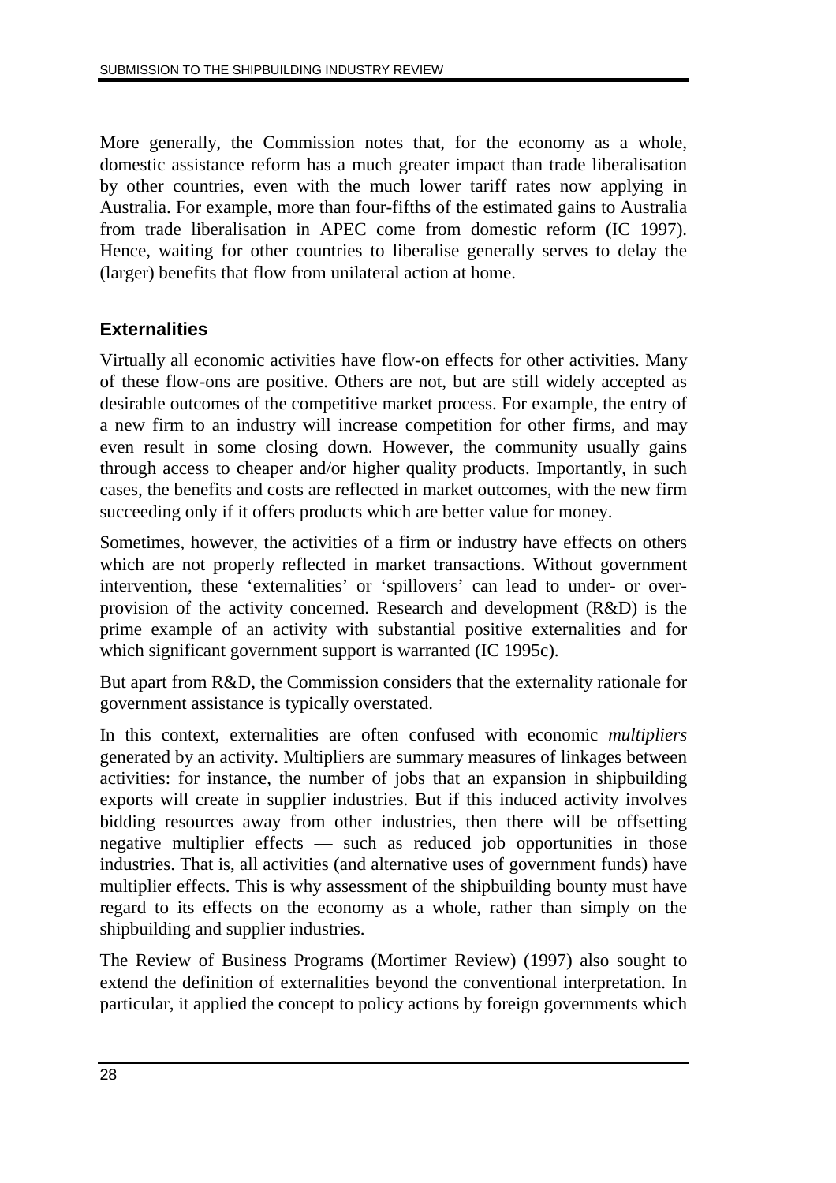More generally, the Commission notes that, for the economy as a whole, domestic assistance reform has a much greater impact than trade liberalisation by other countries, even with the much lower tariff rates now applying in Australia. For example, more than four-fifths of the estimated gains to Australia from trade liberalisation in APEC come from domestic reform (IC 1997). Hence, waiting for other countries to liberalise generally serves to delay the (larger) benefits that flow from unilateral action at home.

### Externalities

Virtually all economic activities have flow-on effects for other activities. Many of these flow-ons are positive. Others are not, but are still widely accepted as desirable outcomes of the competitive market process. For example, the entry of a new firm to an industry will increase competition for other firms, and may even result in some closing down. However, the community usually gains through access to cheaper and/or higher quality products. Importantly, in such cases, the benefits and costs are reflected in market outcomes, with the new firm succeeding only if it offers products which are better value for money.

Sometimes, however, the activities of a firm or industry have effects on others which are not properly reflected in market transactions. Without government intervention, these 'externalities' or 'spillovers' can lead to under- or over-provision of the activity concerned. Research and development (R&D) is the prime example of an activity with substantial positive externalities and for which significant government support is warranted (IC 1995c).

But apart from R&D, the Commission considers that the externality rationale for government assistance is typically overstated.

In this context, externalities are often confused with economic *multipliers* generated by an activity. Multipliers are summary measures of linkages between activities: for instance, the number of jobs that an expansion in shipbuilding exports will create in supplier industries. But if this induced activity involves bidding resources away from other industries, then there will be offsetting negative multiplier effects — such as reduced job opportunities in those industries. That is, all activities (and alternative uses of government funds) have multiplier effects. This is why assessment of the shipbuilding bounty must have regard to its effects on the economy as a whole, rather than simply on the shipbuilding and supplier industries.

The Review of Business Programs (Mortimer Review) (1997) also sought to extend the definition of externalities beyond the conventional interpretation. In particular, it applied the concept to policy actions by foreign governments which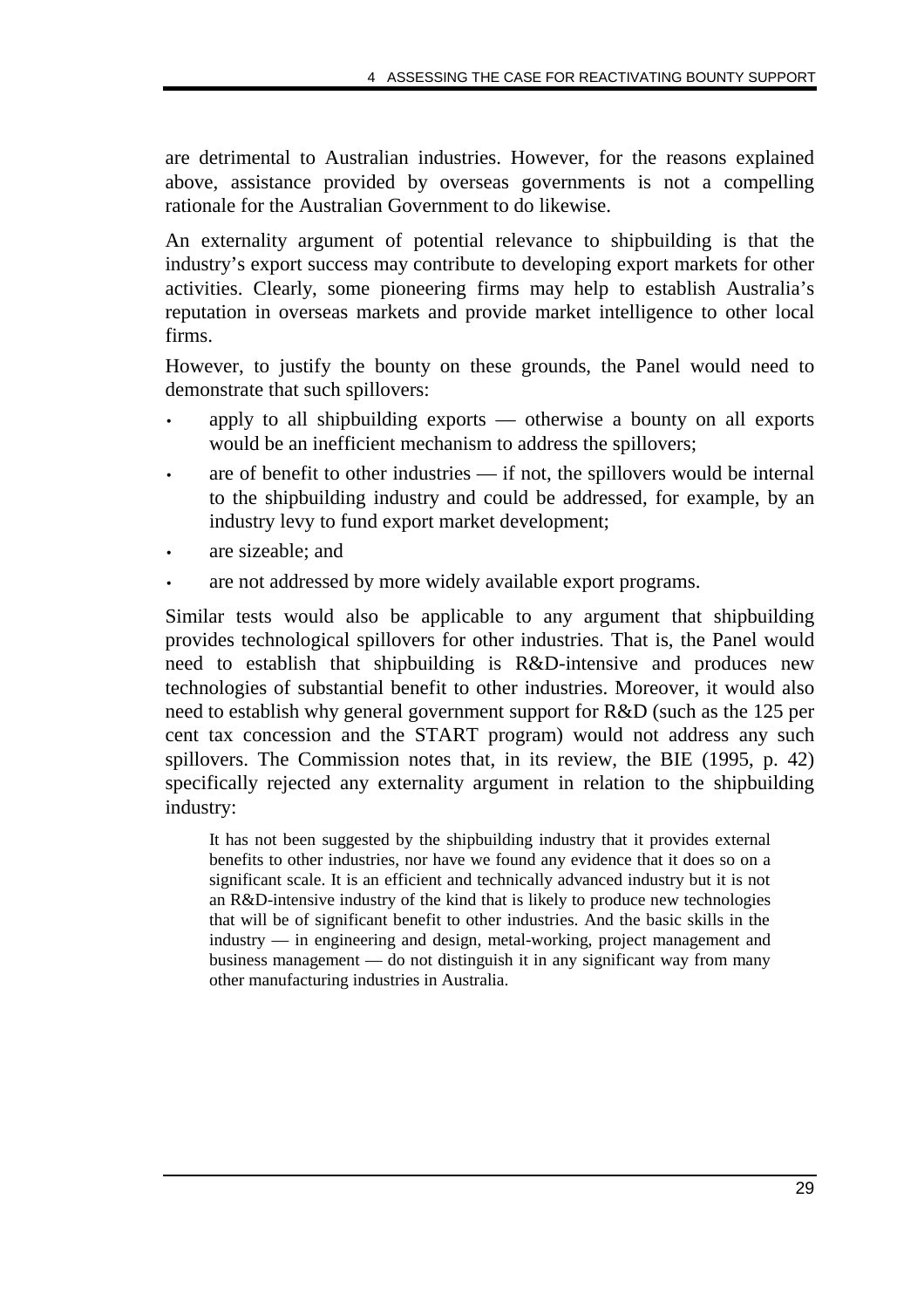are detrimental to Australian industries. However, for the reasons explained above, assistance provided by overseas governments is not a compelling rationale for the Australian Government to do likewise.

An externality argument of potential relevance to shipbuilding is that the industry's export success may contribute to developing export markets for other activities. Clearly, some pioneering firms may help to establish Australia's reputation in overseas markets and provide market intelligence to other local firms.

However, to justify the bounty on these grounds, the Panel would need to demonstrate that such spillovers:

- apply to all shipbuilding exports — otherwise a bounty on all exports would be an inefficient mechanism to address the spillovers;
- are of benefit to other industries — if not, the spillovers would be internal to the shipbuilding industry and could be addressed, for example, by an industry levy to fund export market development;
- are sizeable; and
- are not addressed by more widely available export programs.

Similar tests would also be applicable to any argument that shipbuilding provides technological spillovers for other industries. That is, the Panel would need to establish that shipbuilding is R&D-intensive and produces new technologies of substantial benefit to other industries. Moreover, it would also need to establish why general government support for R&D (such as the 125 per cent tax concession and the START program) would not address any such spillovers. The Commission notes that, in its review, the BIE (1995, p. 42) specifically rejected any externality argument in relation to the shipbuilding industry:

> It has not been suggested by the shipbuilding industry that it provides external benefits to other industries, nor have we found any evidence that it does so on a significant scale. It is an efficient and technically advanced industry but it is not an R&D-intensive industry of the kind that is likely to produce new technologies that will be of significant benefit to other industries. And the basic skills in the industry — in engineering and design, metal-working, project management and business management — do not distinguish it in any significant way from many other manufacturing industries in Australia.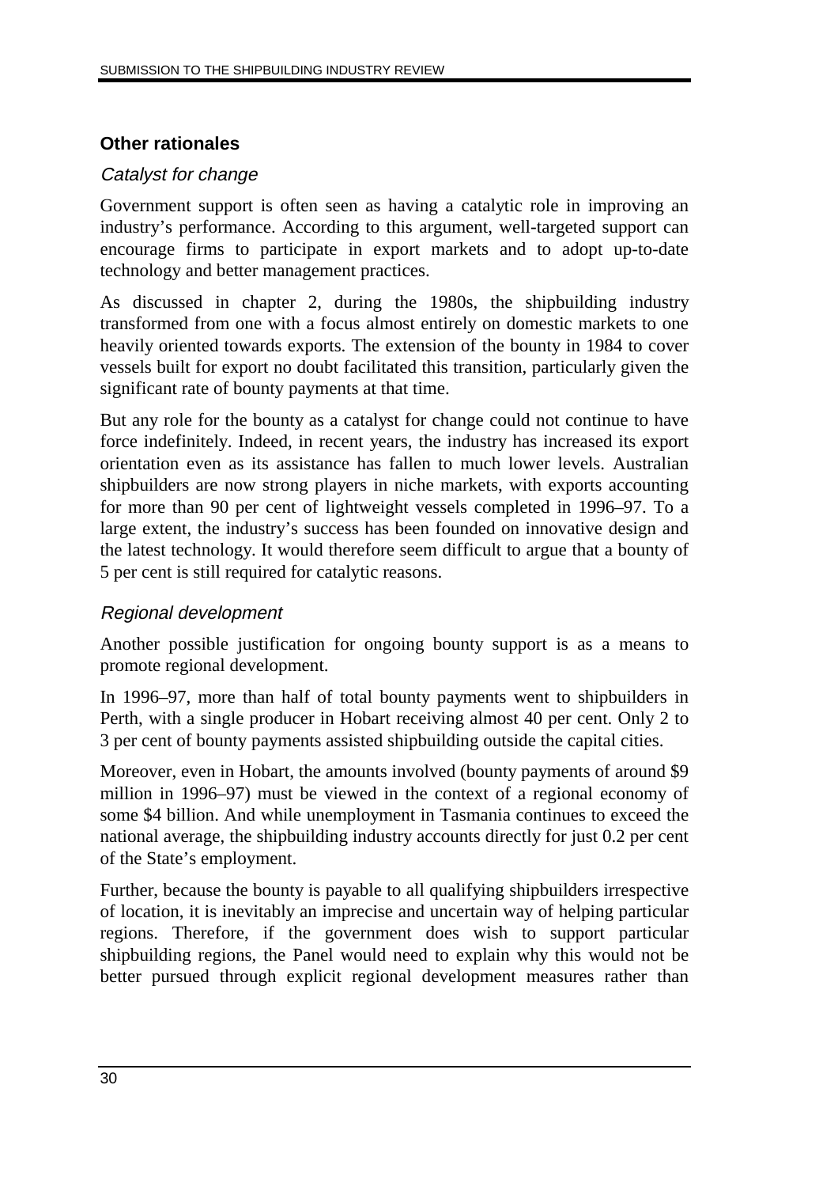### Other rationales

#### *Catalyst for change*

Government support is often seen as having a catalytic role in improving an industry's performance. According to this argument, well-targeted support can encourage firms to participate in export markets and to adopt up-to-date technology and better management practices.

As discussed in chapter 2, during the 1980s, the shipbuilding industry transformed from one with a focus almost entirely on domestic markets to one heavily oriented towards exports. The extension of the bounty in 1984 to cover vessels built for export no doubt facilitated this transition, particularly given the significant rate of bounty payments at that time.

But any role for the bounty as a catalyst for change could not continue to have force indefinitely. Indeed, in recent years, the industry has increased its export orientation even as its assistance has fallen to much lower levels. Australian shipbuilders are now strong players in niche markets, with exports accounting for more than 90 per cent of lightweight vessels completed in 1996–97. To a large extent, the industry's success has been founded on innovative design and the latest technology. It would therefore seem difficult to argue that a bounty of 5 per cent is still required for catalytic reasons.

#### *Regional development*

Another possible justification for ongoing bounty support is as a means to promote regional development.

In 1996–97, more than half of total bounty payments went to shipbuilders in Perth, with a single producer in Hobart receiving almost 40 per cent. Only 2 to 3 per cent of bounty payments assisted shipbuilding outside the capital cities.

Moreover, even in Hobart, the amounts involved (bounty payments of around $9 million in 1996–97) must be viewed in the context of a regional economy of some $4 billion. And while unemployment in Tasmania continues to exceed the national average, the shipbuilding industry accounts directly for just 0.2 per cent of the State's employment.

Further, because the bounty is payable to all qualifying shipbuilders irrespective of location, it is inevitably an imprecise and uncertain way of helping particular regions. Therefore, if the government does wish to support particular shipbuilding regions, the Panel would need to explain why this would not be better pursued through explicit regional development measures rather than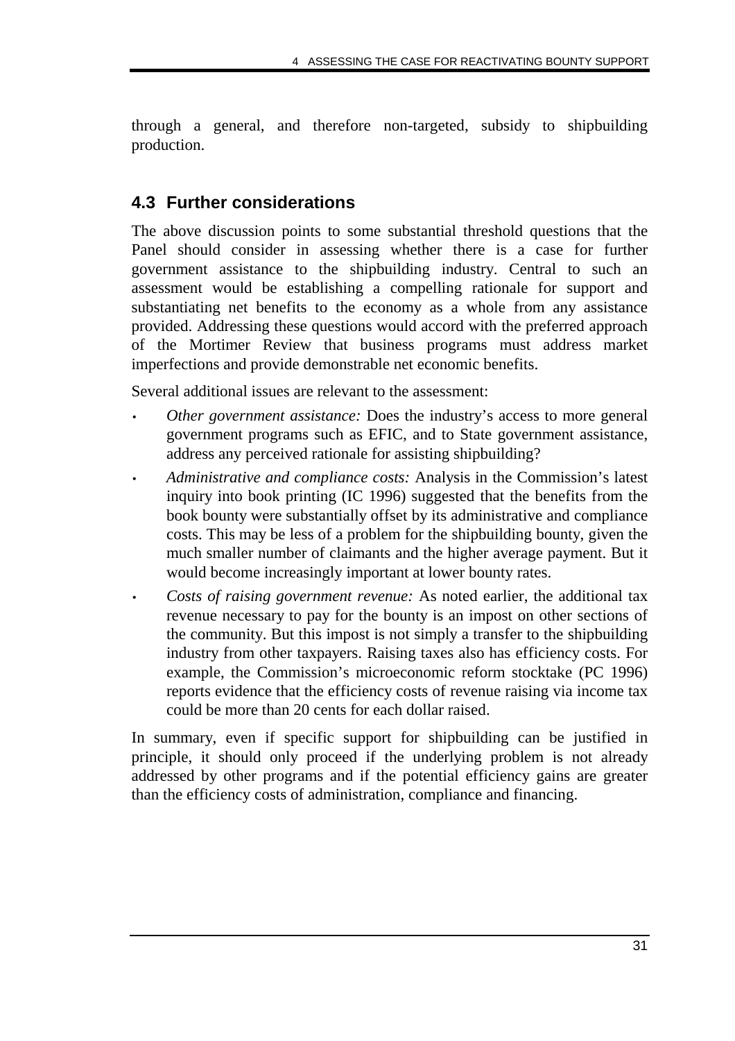through a general, and therefore non-targeted, subsidy to shipbuilding production.

## 4.3 Further considerations

The above discussion points to some substantial threshold questions that the Panel should consider in assessing whether there is a case for further government assistance to the shipbuilding industry. Central to such an assessment would be establishing a compelling rationale for support and substantiating net benefits to the economy as a whole from any assistance provided. Addressing these questions would accord with the preferred approach of the Mortimer Review that business programs must address market imperfections and provide demonstrable net economic benefits.

Several additional issues are relevant to the assessment:

- *Other government assistance:* Does the industry's access to more general government programs such as EFIC, and to State government assistance, address any perceived rationale for assisting shipbuilding?
- *Administrative and compliance costs:* Analysis in the Commission's latest inquiry into book printing (IC 1996) suggested that the benefits from the book bounty were substantially offset by its administrative and compliance costs. This may be less of a problem for the shipbuilding bounty, given the much smaller number of claimants and the higher average payment. But it would become increasingly important at lower bounty rates.
- *Costs of raising government revenue:* As noted earlier, the additional tax revenue necessary to pay for the bounty is an impost on other sections of the community. But this impost is not simply a transfer to the shipbuilding industry from other taxpayers. Raising taxes also has efficiency costs. For example, the Commission's microeconomic reform stocktake (PC 1996) reports evidence that the efficiency costs of revenue raising via income tax could be more than 20 cents for each dollar raised.

In summary, even if specific support for shipbuilding can be justified in principle, it should only proceed if the underlying problem is not already addressed by other programs and if the potential efficiency gains are greater than the efficiency costs of administration, compliance and financing.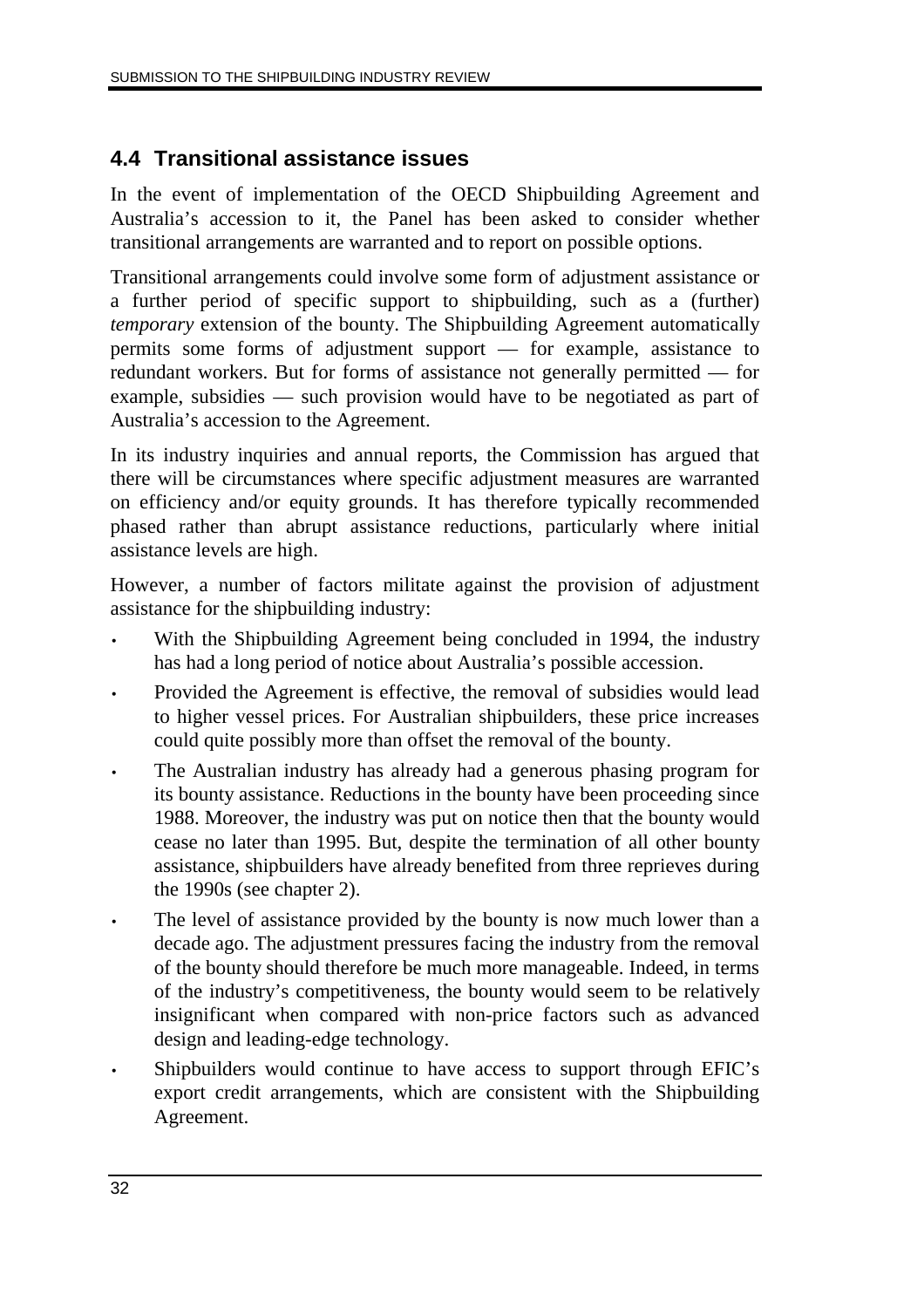## 4.4 Transitional assistance issues

In the event of implementation of the OECD Shipbuilding Agreement and Australia's accession to it, the Panel has been asked to consider whether transitional arrangements are warranted and to report on possible options.

Transitional arrangements could involve some form of adjustment assistance or a further period of specific support to shipbuilding, such as a (further) *temporary* extension of the bounty. The Shipbuilding Agreement automatically permits some forms of adjustment support — for example, assistance to redundant workers. But for forms of assistance not generally permitted — for example, subsidies — such provision would have to be negotiated as part of Australia's accession to the Agreement.

In its industry inquiries and annual reports, the Commission has argued that there will be circumstances where specific adjustment measures are warranted on efficiency and/or equity grounds. It has therefore typically recommended phased rather than abrupt assistance reductions, particularly where initial assistance levels are high.

However, a number of factors militate against the provision of adjustment assistance for the shipbuilding industry:

- With the Shipbuilding Agreement being concluded in 1994, the industry has had a long period of notice about Australia's possible accession.
- Provided the Agreement is effective, the removal of subsidies would lead to higher vessel prices. For Australian shipbuilders, these price increases could quite possibly more than offset the removal of the bounty.
- The Australian industry has already had a generous phasing program for its bounty assistance. Reductions in the bounty have been proceeding since 1988. Moreover, the industry was put on notice then that the bounty would cease no later than 1995. But, despite the termination of all other bounty assistance, shipbuilders have already benefited from three reprieves during the 1990s (see chapter 2).
- The level of assistance provided by the bounty is now much lower than a decade ago. The adjustment pressures facing the industry from the removal of the bounty should therefore be much more manageable. Indeed, in terms of the industry's competitiveness, the bounty would seem to be relatively insignificant when compared with non-price factors such as advanced design and leading-edge technology.
- Shipbuilders would continue to have access to support through EFIC's export credit arrangements, which are consistent with the Shipbuilding Agreement.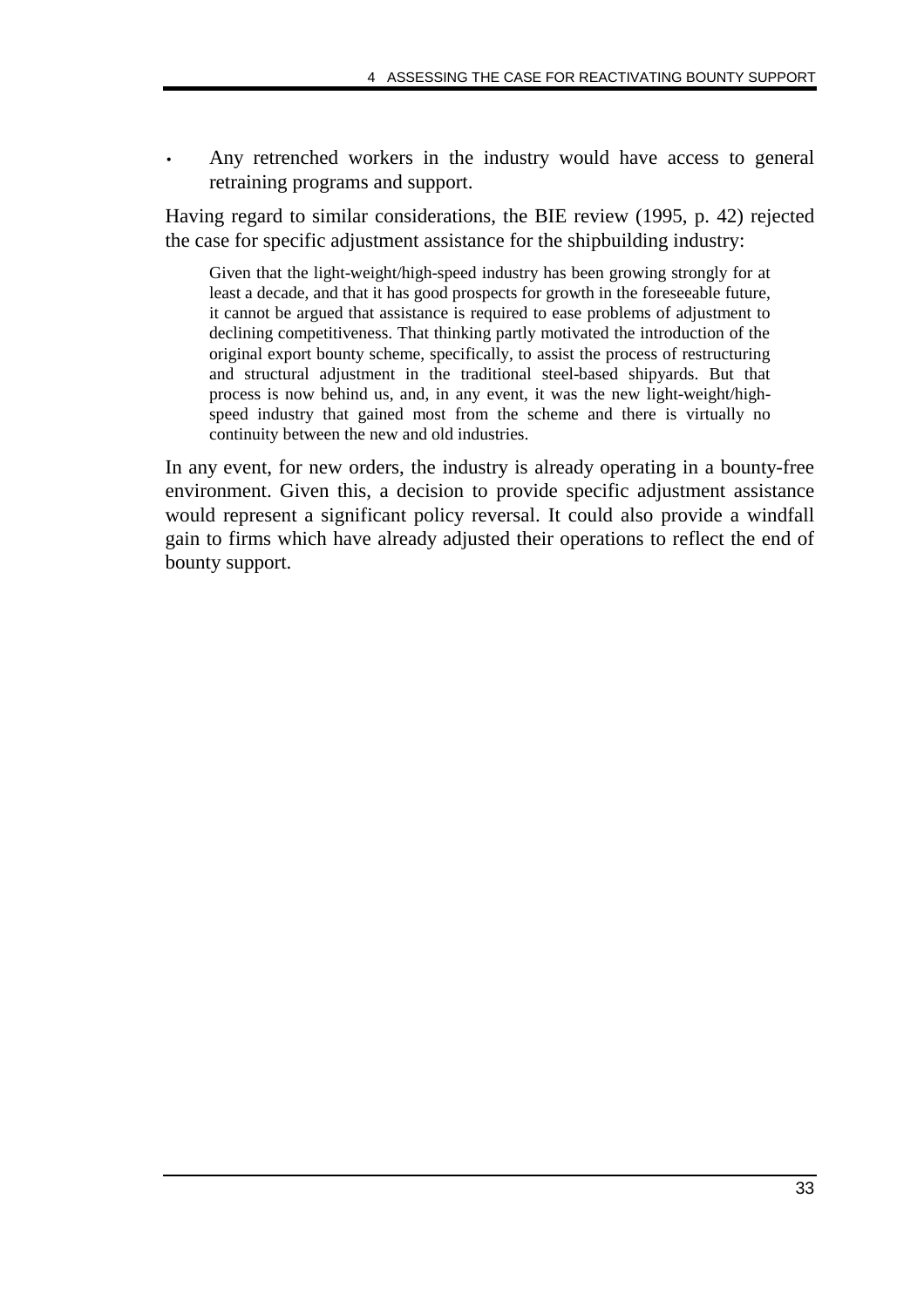- Any retrenched workers in the industry would have access to general retraining programs and support.

Having regard to similar considerations, the BIE review (1995, p. 42) rejected the case for specific adjustment assistance for the shipbuilding industry:

> Given that the light-weight/high-speed industry has been growing strongly for at least a decade, and that it has good prospects for growth in the foreseeable future, it cannot be argued that assistance is required to ease problems of adjustment to declining competitiveness. That thinking partly motivated the introduction of the original export bounty scheme, specifically, to assist the process of restructuring and structural adjustment in the traditional steel-based shipyards. But that process is now behind us, and, in any event, it was the new light-weight/high-speed industry that gained most from the scheme and there is virtually no continuity between the new and old industries.

In any event, for new orders, the industry is already operating in a bounty-free environment. Given this, a decision to provide specific adjustment assistance would represent a significant policy reversal. It could also provide a windfall gain to firms which have already adjusted their operations to reflect the end of bounty support.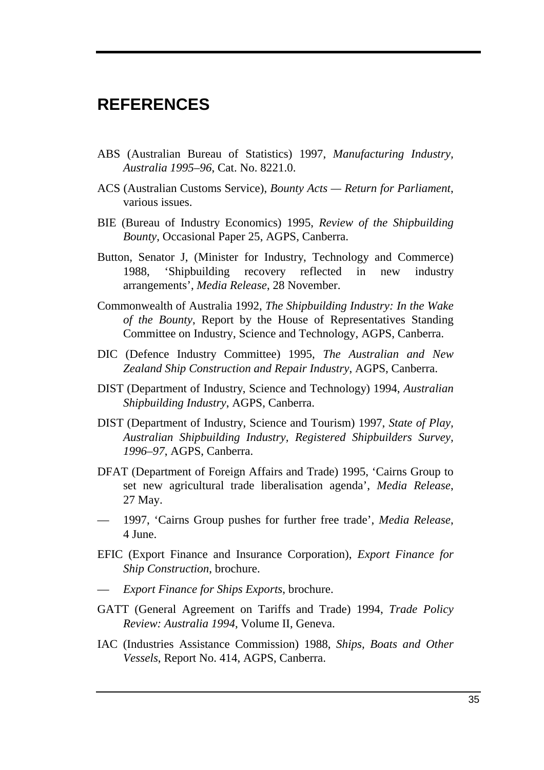# REFERENCES

ABS (Australian Bureau of Statistics) 1997, *Manufacturing Industry, Australia 1995–96*, Cat. No. 8221.0.

ACS (Australian Customs Service), *Bounty Acts — Return for Parliament*, various issues.

BIE (Bureau of Industry Economics) 1995, *Review of the Shipbuilding Bounty*, Occasional Paper 25, AGPS, Canberra.

Button, Senator J, (Minister for Industry, Technology and Commerce) 1988, 'Shipbuilding recovery reflected in new industry arrangements', *Media Release*, 28 November.

Commonwealth of Australia 1992, *The Shipbuilding Industry: In the Wake of the Bounty*, Report by the House of Representatives Standing Committee on Industry, Science and Technology, AGPS, Canberra.

DIC (Defence Industry Committee) 1995, *The Australian and New Zealand Ship Construction and Repair Industry*, AGPS, Canberra.

DIST (Department of Industry, Science and Technology) 1994, *Australian Shipbuilding Industry*, AGPS, Canberra.

DIST (Department of Industry, Science and Tourism) 1997, *State of Play, Australian Shipbuilding Industry, Registered Shipbuilders Survey, 1996–97*, AGPS, Canberra.

DFAT (Department of Foreign Affairs and Trade) 1995, 'Cairns Group to set new agricultural trade liberalisation agenda', *Media Release*, 27 May.

— 1997, 'Cairns Group pushes for further free trade', *Media Release*, 4 June.

EFIC (Export Finance and Insurance Corporation), *Export Finance for Ship Construction*, brochure.

— *Export Finance for Ships Exports*, brochure.

GATT (General Agreement on Tariffs and Trade) 1994, *Trade Policy Review: Australia 1994*, Volume II, Geneva.

IAC (Industries Assistance Commission) 1988, *Ships, Boats and Other Vessels*, Report No. 414, AGPS, Canberra.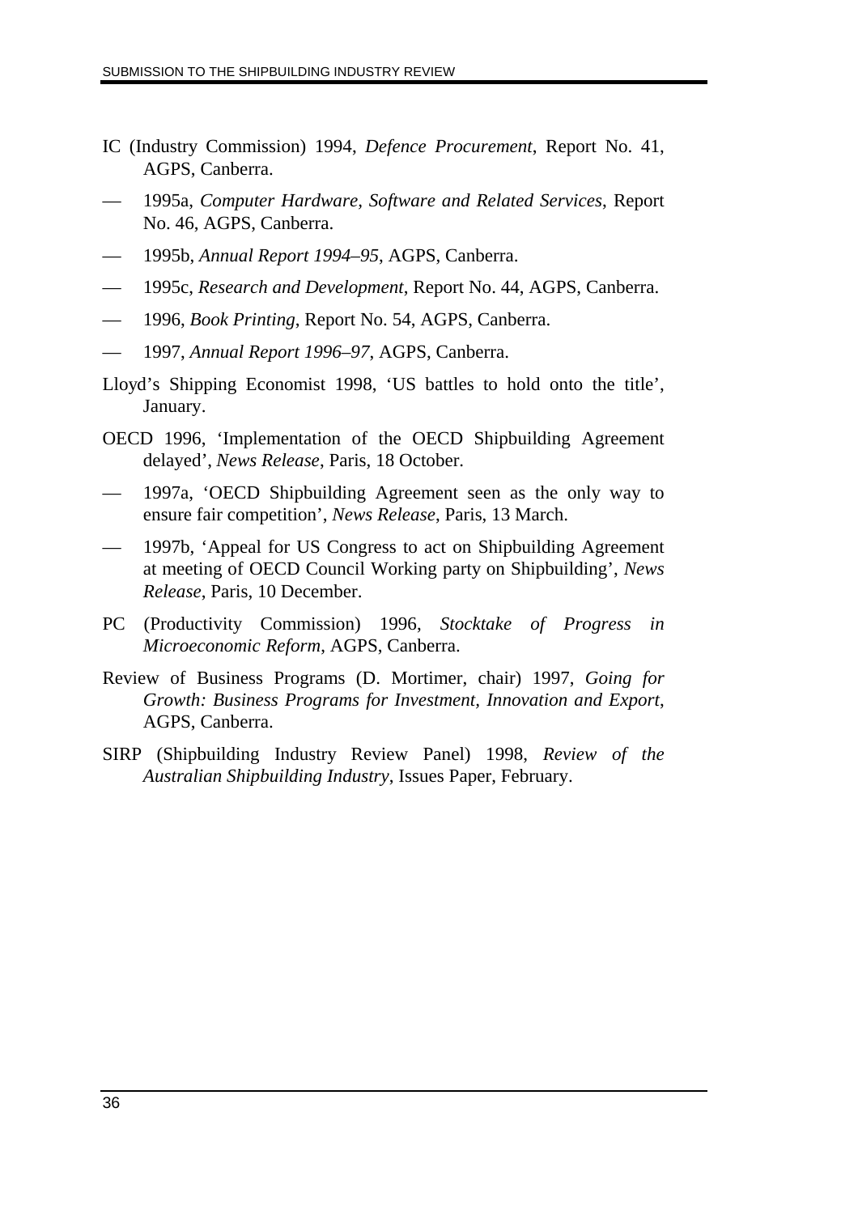IC (Industry Commission) 1994, *Defence Procurement*, Report No. 41, AGPS, Canberra.

— 1995a, *Computer Hardware, Software and Related Services*, Report No. 46, AGPS, Canberra.

— 1995b, *Annual Report 1994–95*, AGPS, Canberra.

— 1995c, *Research and Development*, Report No. 44, AGPS, Canberra.

— 1996, *Book Printing*, Report No. 54, AGPS, Canberra.

— 1997, *Annual Report 1996–97*, AGPS, Canberra.

Lloyd's Shipping Economist 1998, 'US battles to hold onto the title', January.

OECD 1996, 'Implementation of the OECD Shipbuilding Agreement delayed', *News Release*, Paris, 18 October.

— 1997a, 'OECD Shipbuilding Agreement seen as the only way to ensure fair competition', *News Release*, Paris, 13 March.

— 1997b, 'Appeal for US Congress to act on Shipbuilding Agreement at meeting of OECD Council Working party on Shipbuilding', *News Release*, Paris, 10 December.

PC (Productivity Commission) 1996, *Stocktake of Progress in Microeconomic Reform*, AGPS, Canberra.

Review of Business Programs (D. Mortimer, chair) 1997, *Going for Growth: Business Programs for Investment, Innovation and Export*, AGPS, Canberra.

SIRP (Shipbuilding Industry Review Panel) 1998, *Review of the Australian Shipbuilding Industry*, Issues Paper, February.